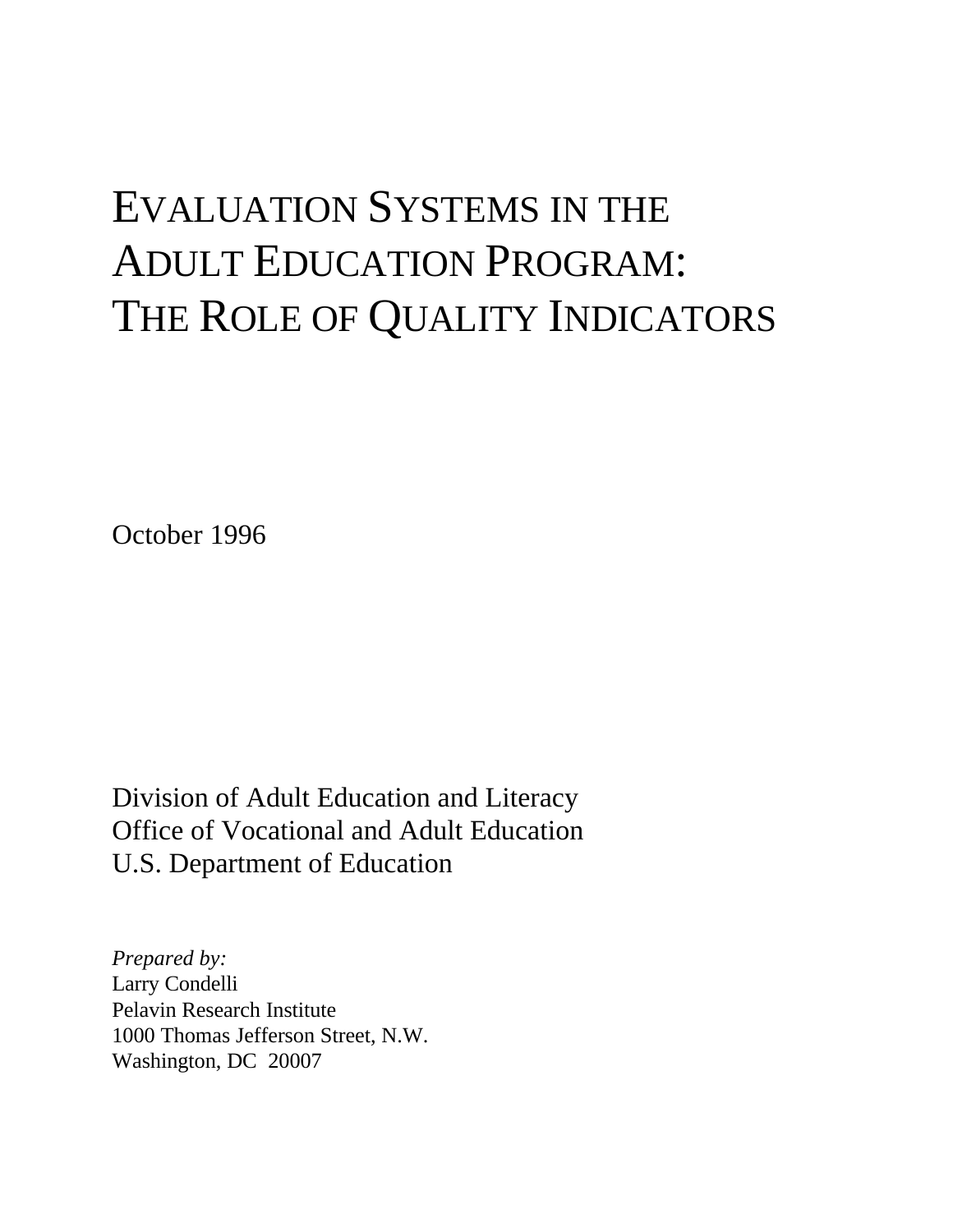# EVALUATION SYSTEMS IN THE ADULT EDUCATION PROGRAM: THE ROLE OF QUALITY INDICATORS

October 1996

Division of Adult Education and Literacy
Office of Vocational and Adult Education
U.S. Department of Education

*Prepared by:*
Larry Condelli
Pelavin Research Institute
1000 Thomas Jefferson Street, N.W.
Washington, DC 20007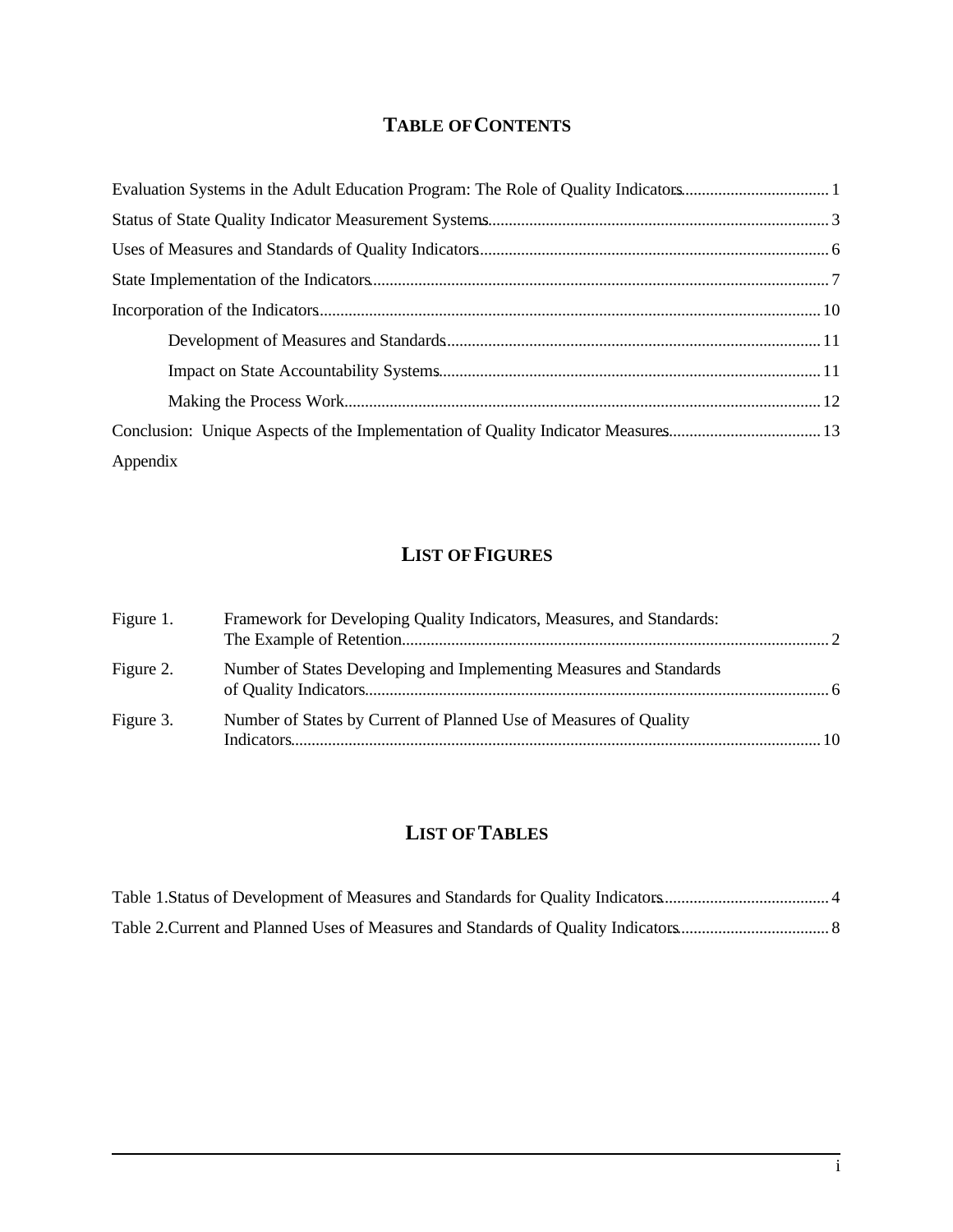# TABLE OF CONTENTS

Evaluation Systems in the Adult Education Program: The Role of Quality Indicators .................................... 1

Status of State Quality Indicator Measurement Systems .................................................................................. 3

Uses of Measures and Standards of Quality Indicators .................................................................................... 6

State Implementation of the Indicators ............................................................................................................. 7

Incorporation of the Indicators ........................................................................................................................ 10

- Development of Measures and Standards .......................................................................................... 11
- Impact on State Accountability Systems ............................................................................................ 11
- Making the Process Work .................................................................................................................. 12

Conclusion: Unique Aspects of the Implementation of Quality Indicator Measures ..................................... 13

Appendix

# LIST OF FIGURES

Figure 1. Framework for Developing Quality Indicators, Measures, and Standards: The Example of Retention ........................................................................................................ 2

Figure 2. Number of States Developing and Implementing Measures and Standards of Quality Indicators ................................................................................................................ 6

Figure 3. Number of States by Current of Planned Use of Measures of Quality Indicators ................................................................................................................................ 10

# LIST OF TABLES

Table 1. Status of Development of Measures and Standards for Quality Indicators ......................................... 4

Table 2. Current and Planned Uses of Measures and Standards of Quality Indicators ..................................... 8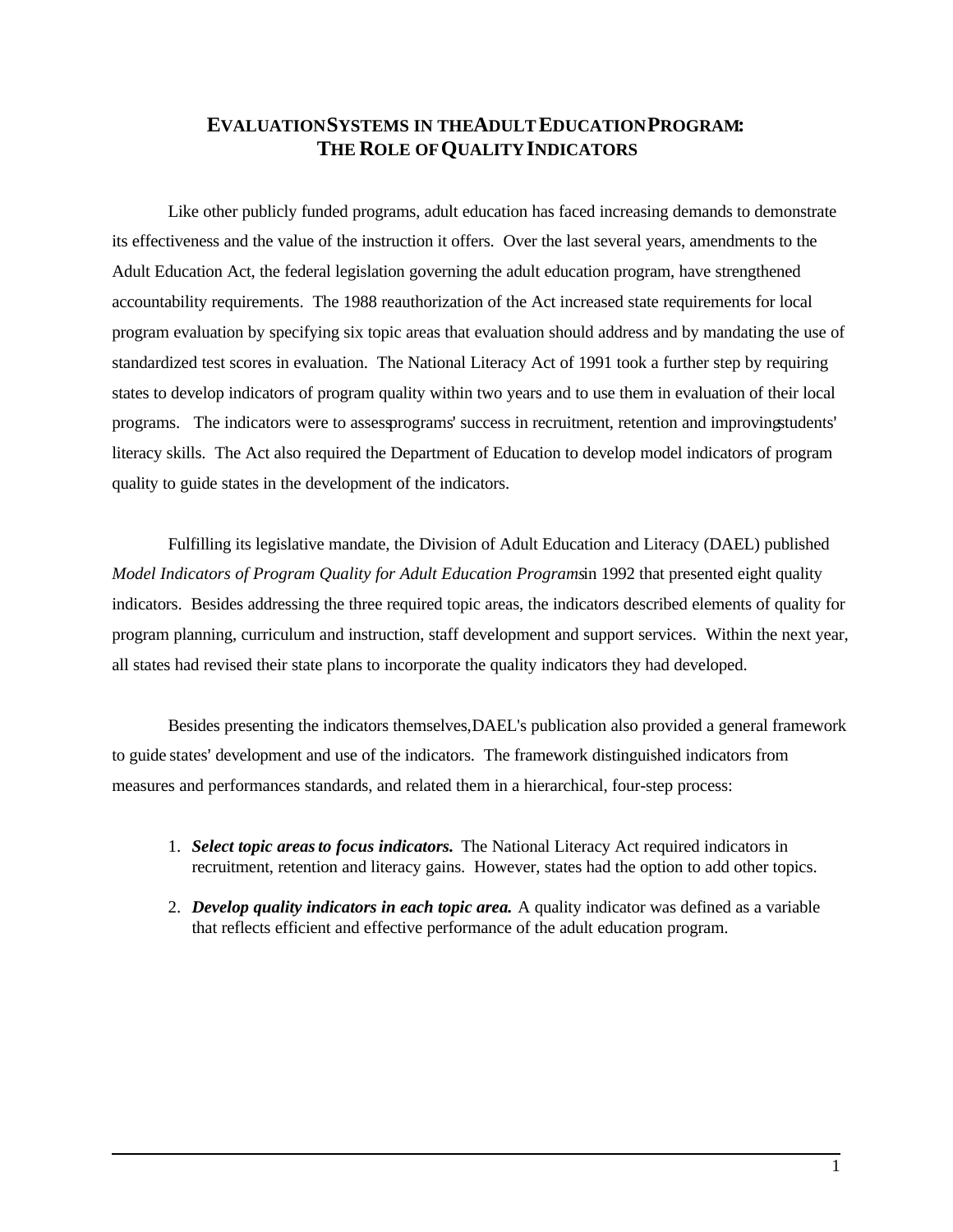# EVALUATION SYSTEMS IN THE ADULT EDUCATION PROGRAM: THE ROLE OF QUALITY INDICATORS

Like other publicly funded programs, adult education has faced increasing demands to demonstrate its effectiveness and the value of the instruction it offers. Over the last several years, amendments to the Adult Education Act, the federal legislation governing the adult education program, have strengthened accountability requirements. The 1988 reauthorization of the Act increased state requirements for local program evaluation by specifying six topic areas that evaluation should address and by mandating the use of standardized test scores in evaluation. The National Literacy Act of 1991 took a further step by requiring states to develop indicators of program quality within two years and to use them in evaluation of their local programs. The indicators were to assess programs' success in recruitment, retention and improving students' literacy skills. The Act also required the Department of Education to develop model indicators of program quality to guide states in the development of the indicators.

Fulfilling its legislative mandate, the Division of Adult Education and Literacy (DAEL) published *Model Indicators of Program Quality for Adult Education Programs* in 1992 that presented eight quality indicators. Besides addressing the three required topic areas, the indicators described elements of quality for program planning, curriculum and instruction, staff development and support services. Within the next year, all states had revised their state plans to incorporate the quality indicators they had developed.

Besides presenting the indicators themselves, DAEL's publication also provided a general framework to guide states' development and use of the indicators. The framework distinguished indicators from measures and performances standards, and related them in a hierarchical, four-step process:

1. ***Select topic areas to focus indicators.*** The National Literacy Act required indicators in recruitment, retention and literacy gains. However, states had the option to add other topics.
2. ***Develop quality indicators in each topic area.*** A quality indicator was defined as a variable that reflects efficient and effective performance of the adult education program.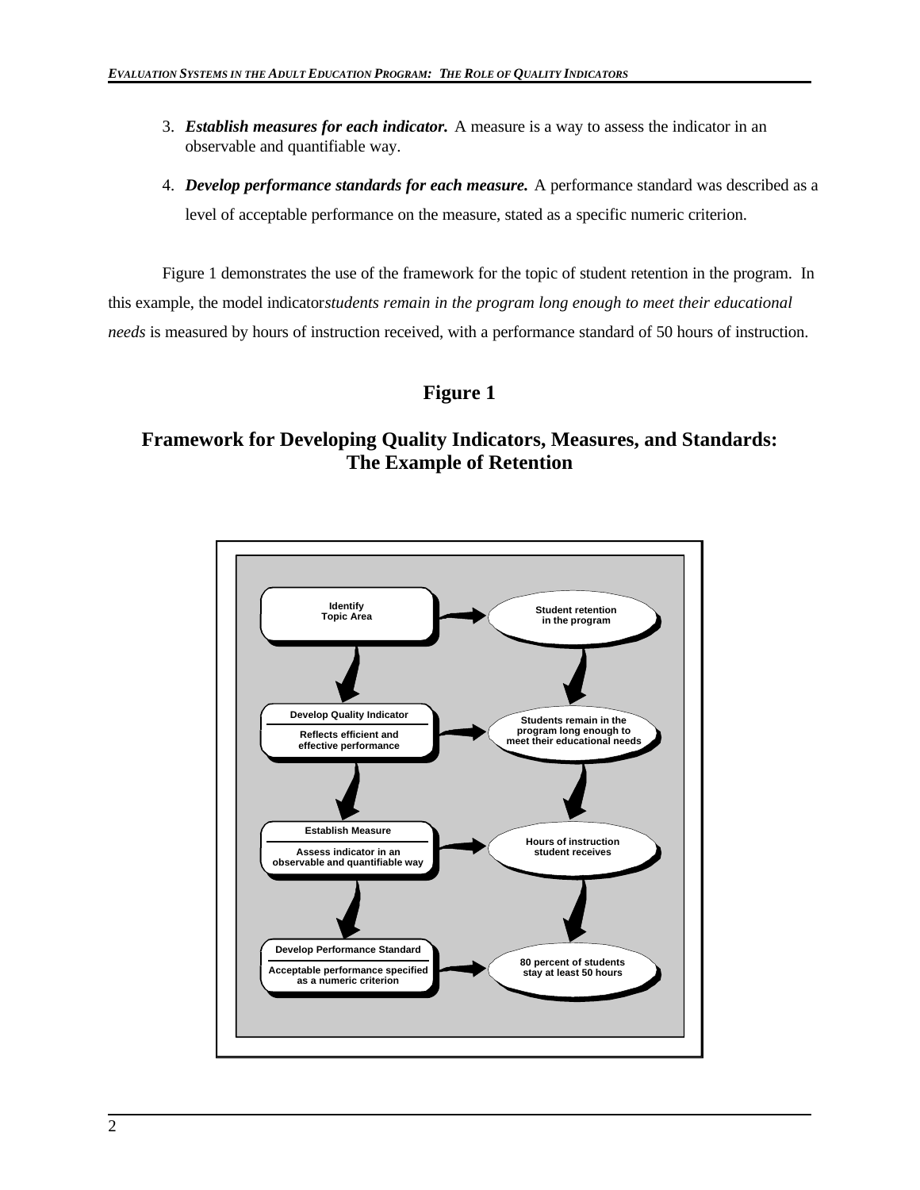3. ***Establish measures for each indicator.*** A measure is a way to assess the indicator in an observable and quantifiable way.

4. ***Develop performance standards for each measure.*** A performance standard was described as a level of acceptable performance on the measure, stated as a specific numeric criterion.

Figure 1 demonstrates the use of the framework for the topic of student retention in the program. In this example, the model indicator*students remain in the program long enough to meet their educational needs* is measured by hours of instruction received, with a performance standard of 50 hours of instruction.

## Figure 1

## Framework for Developing Quality Indicators, Measures, and Standards: The Example of Retention

**Identify Topic Area** → **Student retention in the program**

↓

**Develop Quality Indicator**
**Reflects efficient and effective performance** → **Students remain in the program long enough to meet their educational needs**

↓

**Establish Measure**
**Assess indicator in an observable and quantifiable way** → **Hours of instruction student receives**

↓

**Develop Performance Standard**
**Acceptable performance specified as a numeric criterion** → **80 percent of students stay at least 50 hours**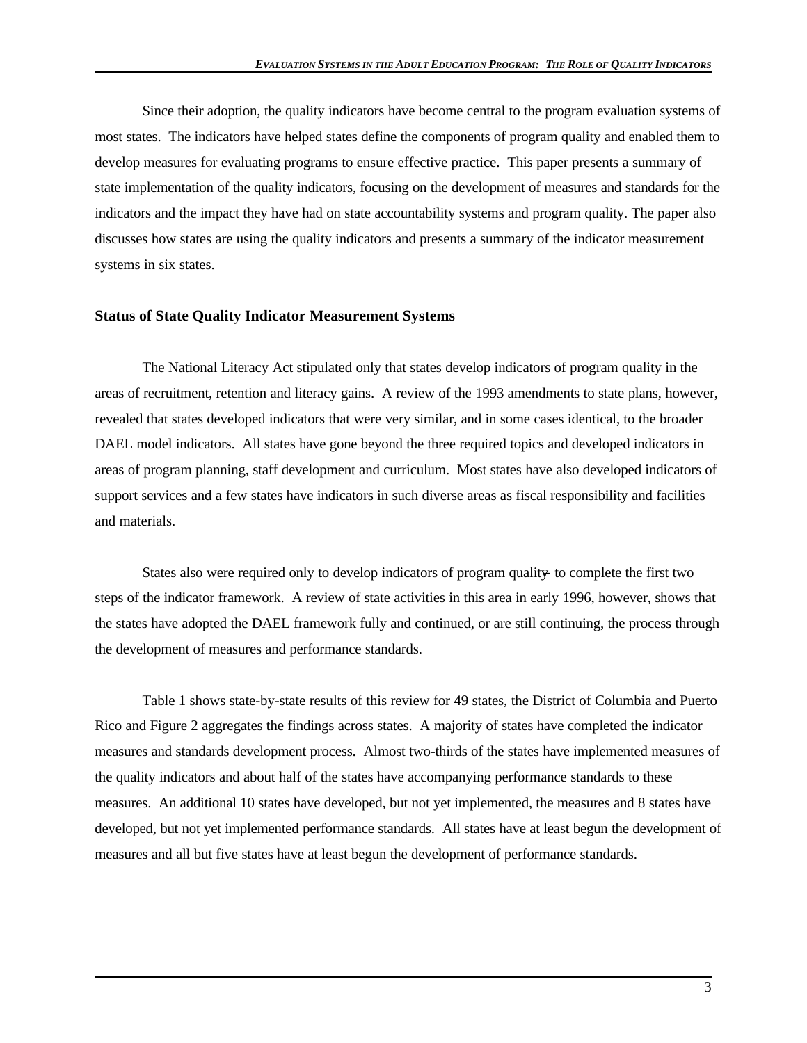Since their adoption, the quality indicators have become central to the program evaluation systems of most states. The indicators have helped states define the components of program quality and enabled them to develop measures for evaluating programs to ensure effective practice. This paper presents a summary of state implementation of the quality indicators, focusing on the development of measures and standards for the indicators and the impact they have had on state accountability systems and program quality. The paper also discusses how states are using the quality indicators and presents a summary of the indicator measurement systems in six states.

## Status of State Quality Indicator Measurement Systems

The National Literacy Act stipulated only that states develop indicators of program quality in the areas of recruitment, retention and literacy gains. A review of the 1993 amendments to state plans, however, revealed that states developed indicators that were very similar, and in some cases identical, to the broader DAEL model indicators. All states have gone beyond the three required topics and developed indicators in areas of program planning, staff development and curriculum. Most states have also developed indicators of support services and a few states have indicators in such diverse areas as fiscal responsibility and facilities and materials.

States also were required only to develop indicators of program quality-- to complete the first two steps of the indicator framework. A review of state activities in this area in early 1996, however, shows that the states have adopted the DAEL framework fully and continued, or are still continuing, the process through the development of measures and performance standards.

Table 1 shows state-by-state results of this review for 49 states, the District of Columbia and Puerto Rico and Figure 2 aggregates the findings across states. A majority of states have completed the indicator measures and standards development process. Almost two-thirds of the states have implemented measures of the quality indicators and about half of the states have accompanying performance standards to these measures. An additional 10 states have developed, but not yet implemented, the measures and 8 states have developed, but not yet implemented performance standards. All states have at least begun the development of measures and all but five states have at least begun the development of performance standards.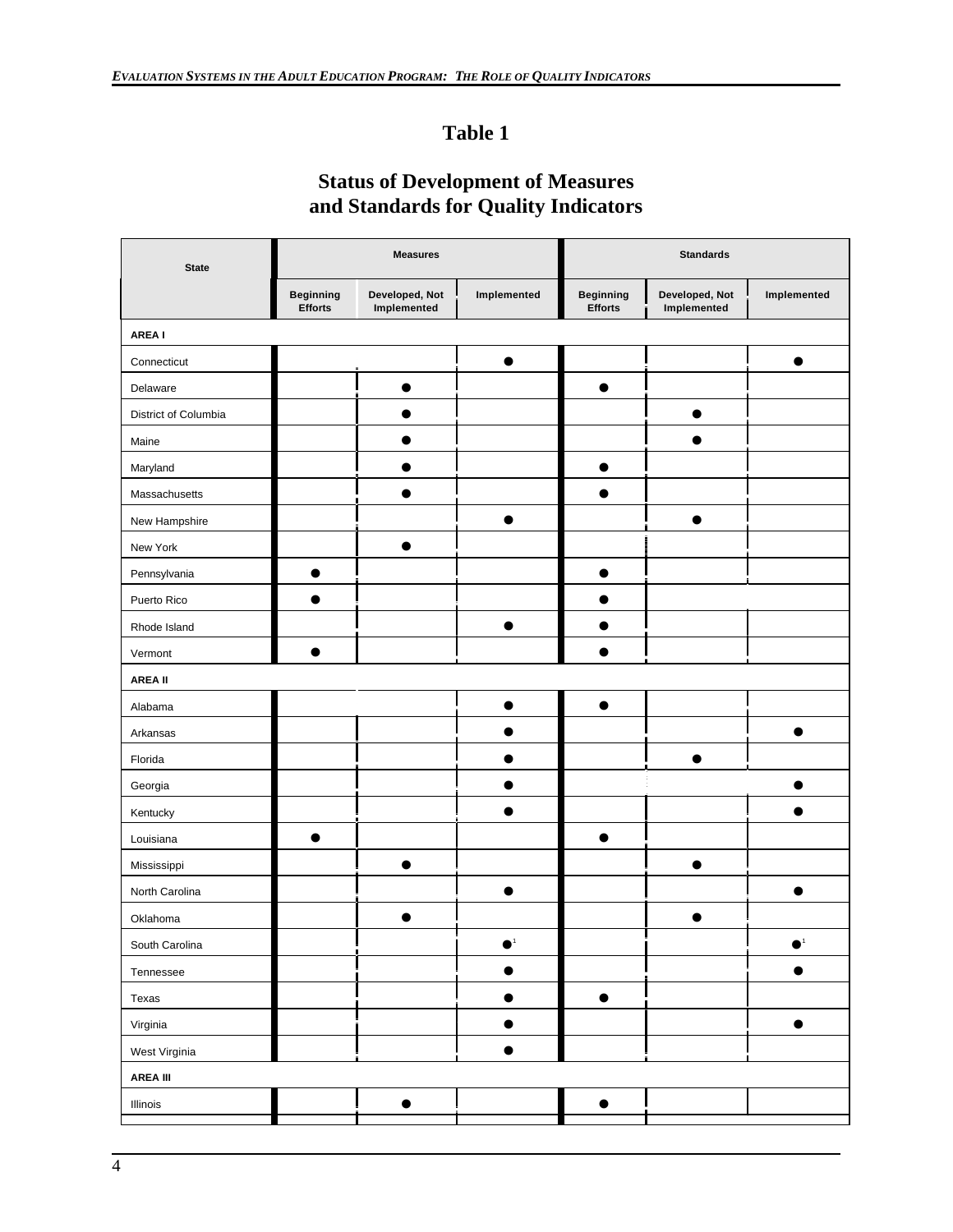# Table 1

## Status of Development of Measures and Standards for Quality Indicators

| State | Measures | | | Standards | | |
|---|---|---|---|---|---|---|
| | Beginning Efforts | Developed, Not Implemented | Implemented | Beginning Efforts | Developed, Not Implemented | Implemented |
| **AREA I** | | | | | | |
| Connecticut | | | ● | | | ● |
| Delaware | | ● | | ● | | |
| District of Columbia | | ● | | | ● | |
| Maine | | ● | | | ● | |
| Maryland | | ● | | ● | | |
| Massachusetts | | ● | | ● | | |
| New Hampshire | | | ● | | ● | |
| New York | | ● | | | | |
| Pennsylvania | ● | | | ● | | |
| Puerto Rico | ● | | | ● | | |
| Rhode Island | | | ● | ● | | |
| Vermont | ● | | | ● | | |
| **AREA II** | | | | | | |
| Alabama | | | ● | ● | | |
| Arkansas | | | ● | | | ● |
| Florida | | | ● | | ● | |
| Georgia | | | ● | | | ● |
| Kentucky | | | ● | | | ● |
| Louisiana | ● | | | ● | | |
| Mississippi | | ● | | | ● | |
| North Carolina | | | ● | | | ● |
| Oklahoma | | ● | | | ● | |
| South Carolina | | | ●[1] | | | ●[1] |
| Tennessee | | | ● | | | ● |
| Texas | | | ● | ● | | |
| Virginia | | | ● | | | ● |
| West Virginia | | | ● | | | |
| **AREA III** | | | | | | |
| Illinois | | ● | | ● | | |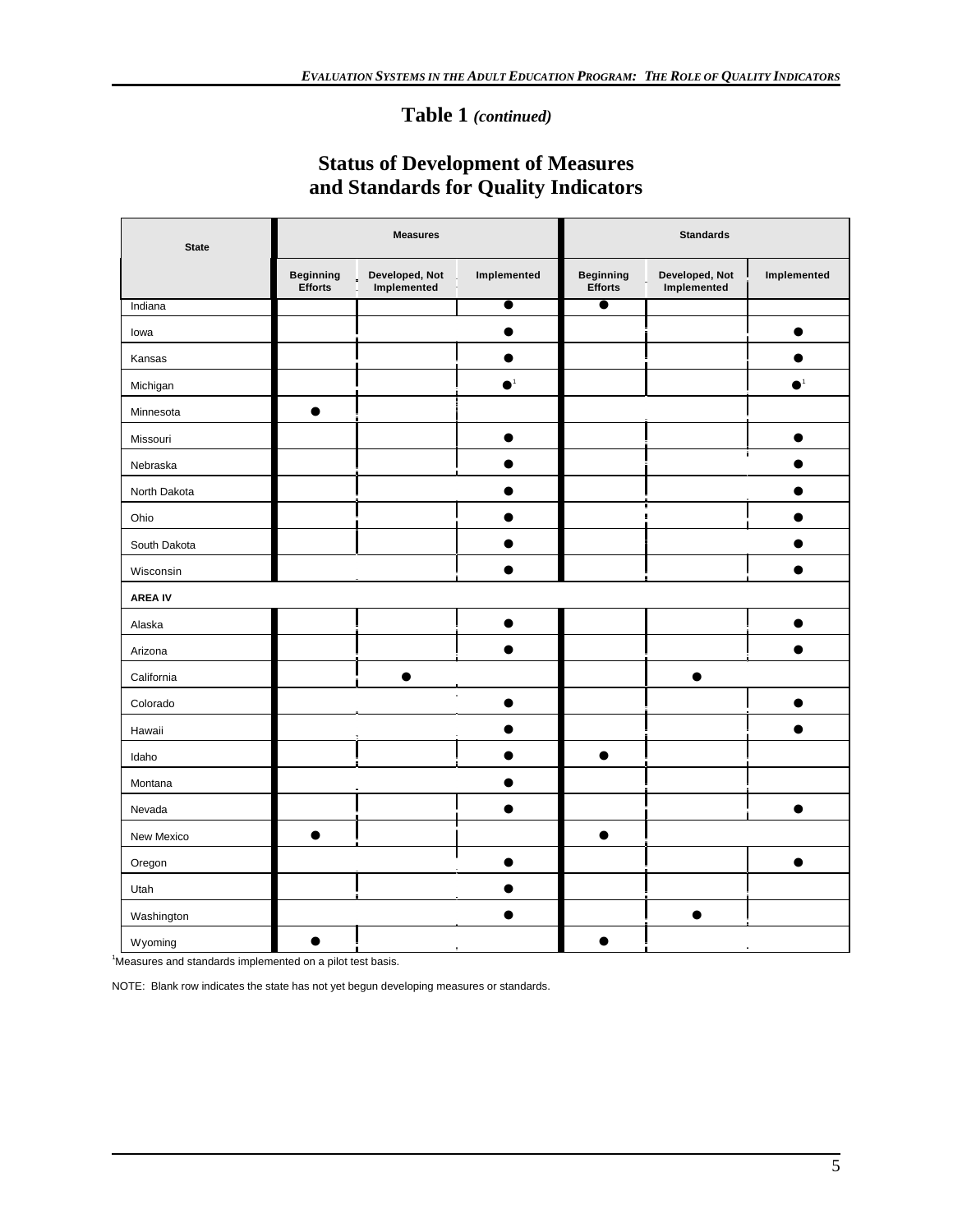# Table 1 *(continued)*

## Status of Development of Measures and Standards for Quality Indicators

| State | Measures | | | Standards | | |
|---|---|---|---|---|---|---|
| | Beginning Efforts | Developed, Not Implemented | Implemented | Beginning Efforts | Developed, Not Implemented | Implemented |
| Indiana | | | ● | ● | | |
| Iowa | | | ● | | | ● |
| Kansas | | | ● | | | ● |
| Michigan | | | ●[1] | | | ●[1] |
| Minnesota | ● | | | | | |
| Missouri | | | ● | | | ● |
| Nebraska | | | ● | | | ● |
| North Dakota | | | ● | | | ● |
| Ohio | | | ● | | | ● |
| South Dakota | | | ● | | | ● |
| Wisconsin | | | ● | | | ● |
| **AREA IV** | | | | | | |
| Alaska | | | ● | | | ● |
| Arizona | | | ● | | | ● |
| California | | ● | | | ● | |
| Colorado | | | ● | | | ● |
| Hawaii | | | ● | | | ● |
| Idaho | | | ● | ● | | |
| Montana | | | ● | | | |
| Nevada | | | ● | | | ● |
| New Mexico | ● | | | ● | | |
| Oregon | | | ● | | | ● |
| Utah | | | ● | | | |
| Washington | | | ● | | ● | |
| Wyoming | ● | | | ● | | |

[1]Measures and standards implemented on a pilot test basis.

NOTE: Blank row indicates the state has not yet begun developing measures or standards.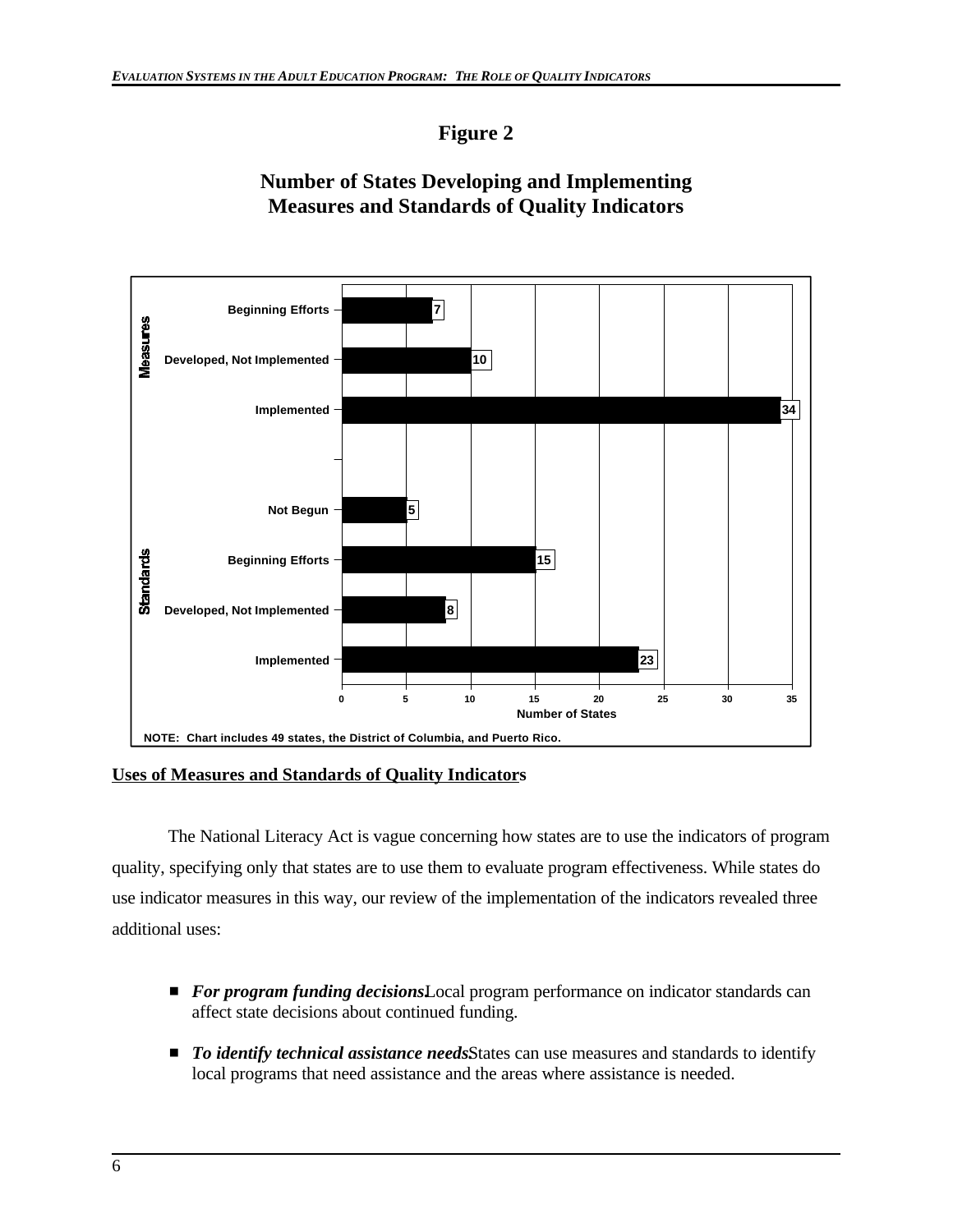# Figure 2

## Number of States Developing and Implementing Measures and Standards of Quality Indicators

| Category | Status | Number of States |
|---|---|---|
| Measures | Beginning Efforts | 7 |
| Measures | Developed, Not Implemented | 10 |
| Measures | Implemented | 34 |
| Standards | Not Begun | 5 |
| Standards | Beginning Efforts | 15 |
| Standards | Developed, Not Implemented | 8 |
| Standards | Implemented | 23 |

NOTE: Chart includes 49 states, the District of Columbia, and Puerto Rico.

**Uses of Measures and Standards of Quality Indicators**

The National Literacy Act is vague concerning how states are to use the indicators of program quality, specifying only that states are to use them to evaluate program effectiveness. While states do use indicator measures in this way, our review of the implementation of the indicators revealed three additional uses:

- ***For program funding decisions.*** Local program performance on indicator standards can affect state decisions about continued funding.
- ***To identify technical assistance needs.*** States can use measures and standards to identify local programs that need assistance and the areas where assistance is needed.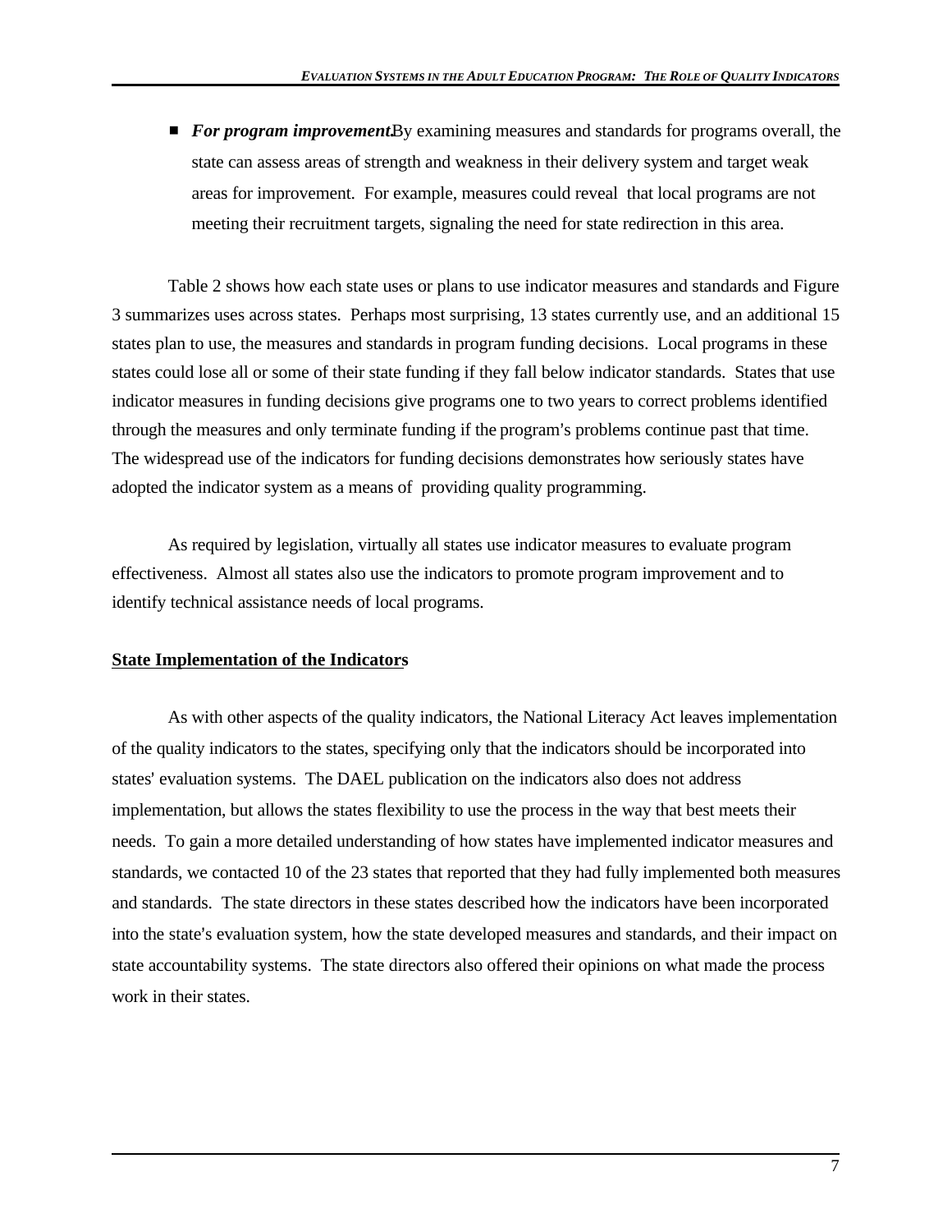- ***For program improvement.*** By examining measures and standards for programs overall, the state can assess areas of strength and weakness in their delivery system and target weak areas for improvement. For example, measures could reveal that local programs are not meeting their recruitment targets, signaling the need for state redirection in this area.

Table 2 shows how each state uses or plans to use indicator measures and standards and Figure 3 summarizes uses across states. Perhaps most surprising, 13 states currently use, and an additional 15 states plan to use, the measures and standards in program funding decisions. Local programs in these states could lose all or some of their state funding if they fall below indicator standards. States that use indicator measures in funding decisions give programs one to two years to correct problems identified through the measures and only terminate funding if the program's problems continue past that time. The widespread use of the indicators for funding decisions demonstrates how seriously states have adopted the indicator system as a means of providing quality programming.

As required by legislation, virtually all states use indicator measures to evaluate program effectiveness. Almost all states also use the indicators to promote program improvement and to identify technical assistance needs of local programs.

**State Implementation of the Indicators**

As with other aspects of the quality indicators, the National Literacy Act leaves implementation of the quality indicators to the states, specifying only that the indicators should be incorporated into states' evaluation systems. The DAEL publication on the indicators also does not address implementation, but allows the states flexibility to use the process in the way that best meets their needs. To gain a more detailed understanding of how states have implemented indicator measures and standards, we contacted 10 of the 23 states that reported that they had fully implemented both measures and standards. The state directors in these states described how the indicators have been incorporated into the state's evaluation system, how the state developed measures and standards, and their impact on state accountability systems. The state directors also offered their opinions on what made the process work in their states.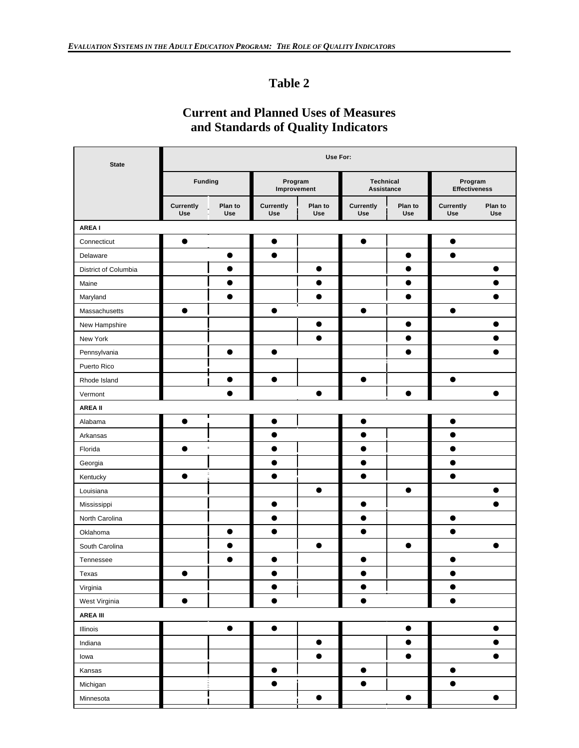# Table 2

## Current and Planned Uses of Measures and Standards of Quality Indicators

| State | Use For: | | | | | | | |
|---|---|---|---|---|---|---|---|---|
| | Funding | | Program Improvement | | Technical Assistance | | Program Effectiveness | |
| | Currently Use | Plan to Use | Currently Use | Plan to Use | Currently Use | Plan to Use | Currently Use | Plan to Use |
| **AREA I** | | | | | | | | |
| Connecticut | ● | | ● | | ● | | ● | |
| Delaware | | ● | ● | | | ● | ● | |
| District of Columbia | | ● | | ● | | ● | | ● |
| Maine | | ● | | ● | | ● | | ● |
| Maryland | | ● | | ● | | ● | | ● |
| Massachusetts | ● | | ● | | ● | | ● | |
| New Hampshire | | | | ● | | ● | | ● |
| New York | | | | ● | | ● | | ● |
| Pennsylvania | | ● | ● | | | ● | | ● |
| Puerto Rico | | | | | | | | |
| Rhode Island | | ● | ● | | ● | | ● | |
| Vermont | | ● | | ● | | ● | | ● |
| **AREA II** | | | | | | | | |
| Alabama | ● | | ● | | ● | | ● | |
| Arkansas | | | ● | | ● | | ● | |
| Florida | ● | | ● | | ● | | ● | |
| Georgia | | | ● | | ● | | ● | |
| Kentucky | ● | | ● | | ● | | ● | |
| Louisiana | | | | ● | | ● | | ● |
| Mississippi | | | ● | | ● | | | ● |
| North Carolina | | | ● | | ● | | ● | |
| Oklahoma | | ● | ● | | ● | | ● | |
| South Carolina | | ● | | ● | | ● | | ● |
| Tennessee | | ● | ● | | ● | | ● | |
| Texas | ● | | ● | | ● | | ● | |
| Virginia | | | ● | | ● | | ● | |
| West Virginia | ● | | ● | | ● | | ● | |
| **AREA III** | | | | | | | | |
| Illinois | | ● | ● | | | ● | | ● |
| Indiana | | | | ● | | ● | | ● |
| Iowa | | | | ● | | ● | | ● |
| Kansas | | | ● | | ● | | ● | |
| Michigan | | | ● | | ● | | ● | |
| Minnesota | | | | ● | | ● | | ● |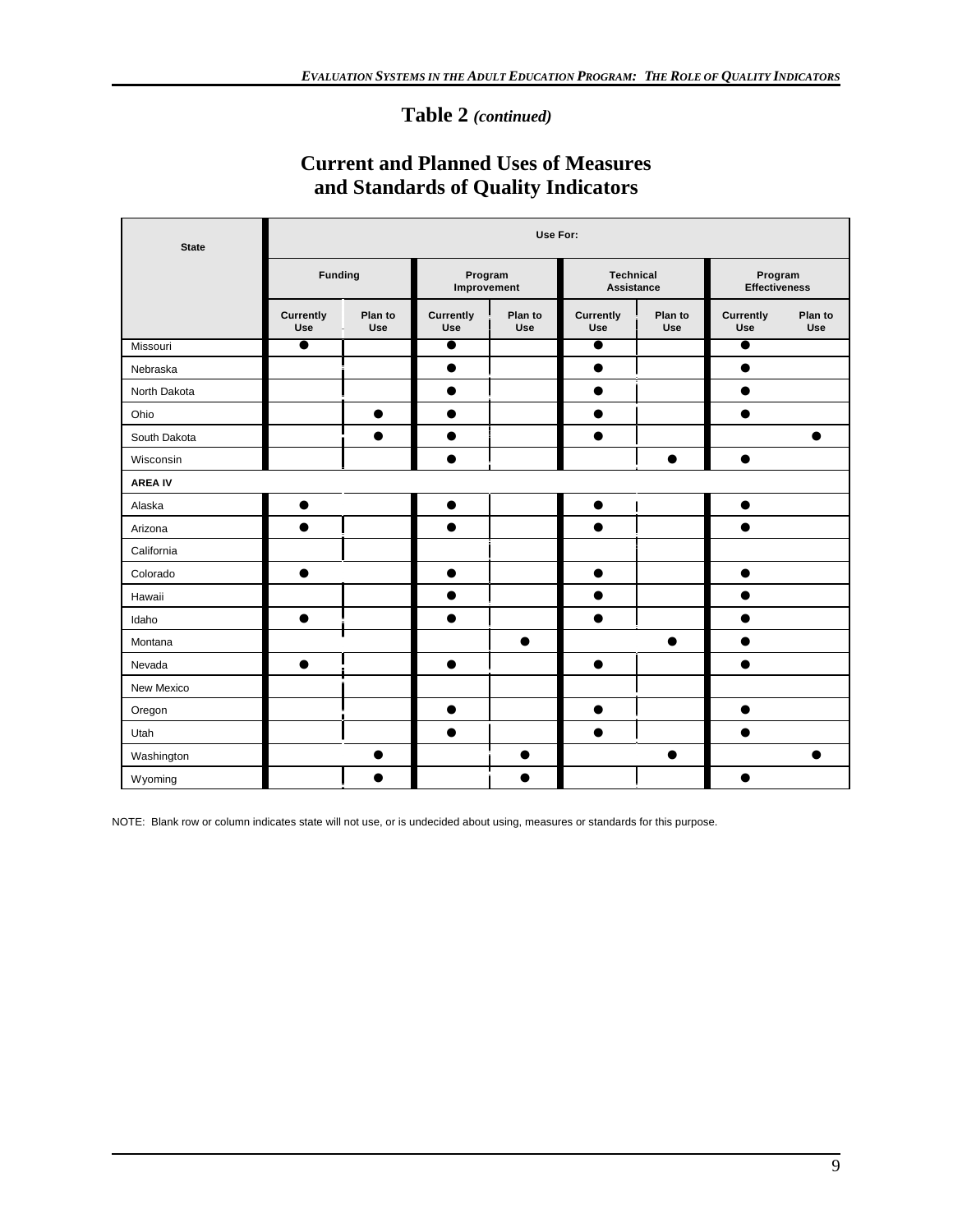# Table 2 *(continued)*

## Current and Planned Uses of Measures and Standards of Quality Indicators

| State | Use For: | | | | | | | |
|---|---|---|---|---|---|---|---|---|
| | Funding | | Program Improvement | | Technical Assistance | | Program Effectiveness | |
| | Currently Use | Plan to Use | Currently Use | Plan to Use | Currently Use | Plan to Use | Currently Use | Plan to Use |
| Missouri | ● | | ● | | ● | | ● | |
| Nebraska | | | ● | | ● | | ● | |
| North Dakota | | | ● | | ● | | ● | |
| Ohio | | ● | ● | | ● | | ● | |
| South Dakota | | ● | ● | | ● | | | ● |
| Wisconsin | | | ● | | | ● | ● | |
| **AREA IV** | | | | | | | | |
| Alaska | ● | | ● | | ● | | ● | |
| Arizona | ● | | ● | | ● | | ● | |
| California | | | | | | | | |
| Colorado | ● | | ● | | ● | | ● | |
| Hawaii | | | ● | | ● | | ● | |
| Idaho | ● | | ● | | ● | | ● | |
| Montana | | | | ● | | ● | ● | |
| Nevada | ● | | ● | | ● | | ● | |
| New Mexico | | | | | | | | |
| Oregon | | | ● | | ● | | ● | |
| Utah | | | ● | | ● | | ● | |
| Washington | | ● | | ● | | ● | | ● |
| Wyoming | | ● | | ● | | | ● | |

NOTE: Blank row or column indicates state will not use, or is undecided about using, measures or standards for this purpose.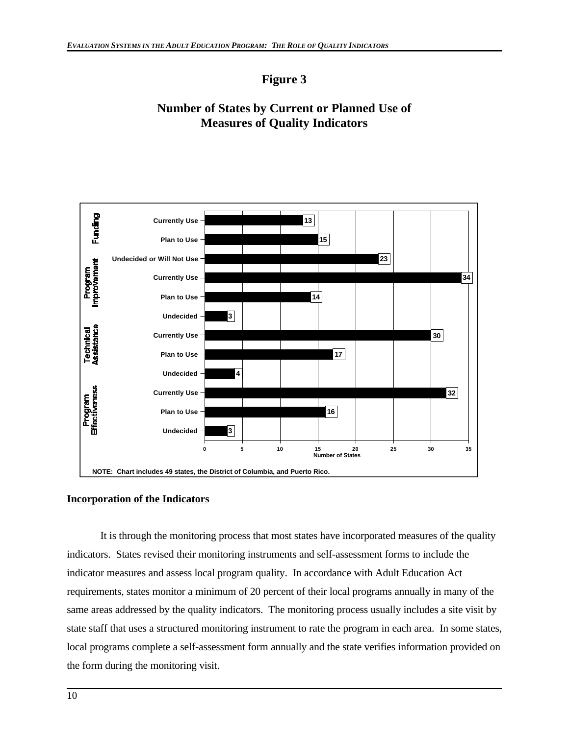# Figure 3

## Number of States by Current or Planned Use of Measures of Quality Indicators

| Category | Status | Number of States |
|---|---|---|
| Funding | Currently Use | 13 |
| Funding | Plan to Use | 15 |
| Funding | Undecided or Will Not Use | 23 |
| Program Improvement | Currently Use | 34 |
| Program Improvement | Plan to Use | 14 |
| Program Improvement | Undecided | 3 |
| Technical Assistance | Currently Use | 30 |
| Technical Assistance | Plan to Use | 17 |
| Technical Assistance | Undecided | 4 |
| Program Effectiveness | Currently Use | 32 |
| Program Effectiveness | Plan to Use | 16 |
| Program Effectiveness | Undecided | 3 |

NOTE: Chart includes 49 states, the District of Columbia, and Puerto Rico.

**Incorporation of the Indicators**

It is through the monitoring process that most states have incorporated measures of the quality indicators. States revised their monitoring instruments and self-assessment forms to include the indicator measures and assess local program quality. In accordance with Adult Education Act requirements, states monitor a minimum of 20 percent of their local programs annually in many of the same areas addressed by the quality indicators. The monitoring process usually includes a site visit by state staff that uses a structured monitoring instrument to rate the program in each area. In some states, local programs complete a self-assessment form annually and the state verifies information provided on the form during the monitoring visit.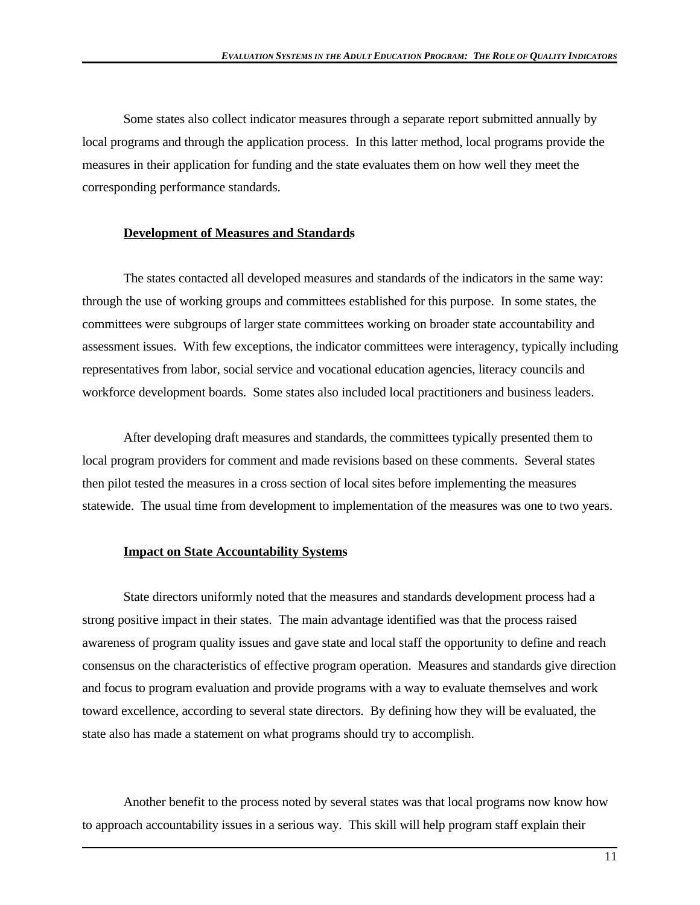Some states also collect indicator measures through a separate report submitted annually by local programs and through the application process. In this latter method, local programs provide the measures in their application for funding and the state evaluates them on how well they meet the corresponding performance standards.

### **Development of Measures and Standards**

The states contacted all developed measures and standards of the indicators in the same way: through the use of working groups and committees established for this purpose. In some states, the committees were subgroups of larger state committees working on broader state accountability and assessment issues. With few exceptions, the indicator committees were interagency, typically including representatives from labor, social service and vocational education agencies, literacy councils and workforce development boards. Some states also included local practitioners and business leaders.

After developing draft measures and standards, the committees typically presented them to local program providers for comment and made revisions based on these comments. Several states then pilot tested the measures in a cross section of local sites before implementing the measures statewide. The usual time from development to implementation of the measures was one to two years.

### **Impact on State Accountability Systems**

State directors uniformly noted that the measures and standards development process had a strong positive impact in their states. The main advantage identified was that the process raised awareness of program quality issues and gave state and local staff the opportunity to define and reach consensus on the characteristics of effective program operation. Measures and standards give direction and focus to program evaluation and provide programs with a way to evaluate themselves and work toward excellence, according to several state directors. By defining how they will be evaluated, the state also has made a statement on what programs should try to accomplish.

Another benefit to the process noted by several states was that local programs now know how to approach accountability issues in a serious way. This skill will help program staff explain their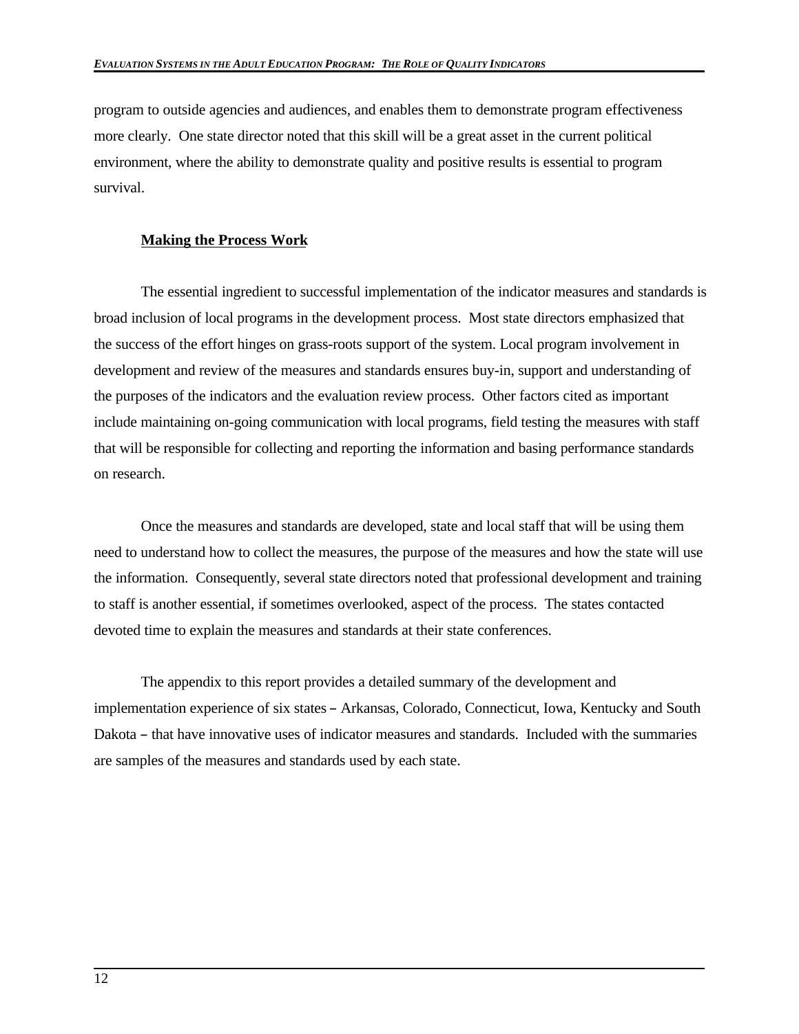program to outside agencies and audiences, and enables them to demonstrate program effectiveness more clearly. One state director noted that this skill will be a great asset in the current political environment, where the ability to demonstrate quality and positive results is essential to program survival.

**Making the Process Work**

The essential ingredient to successful implementation of the indicator measures and standards is broad inclusion of local programs in the development process. Most state directors emphasized that the success of the effort hinges on grass-roots support of the system. Local program involvement in development and review of the measures and standards ensures buy-in, support and understanding of the purposes of the indicators and the evaluation review process. Other factors cited as important include maintaining on-going communication with local programs, field testing the measures with staff that will be responsible for collecting and reporting the information and basing performance standards on research.

Once the measures and standards are developed, state and local staff that will be using them need to understand how to collect the measures, the purpose of the measures and how the state will use the information. Consequently, several state directors noted that professional development and training to staff is another essential, if sometimes overlooked, aspect of the process. The states contacted devoted time to explain the measures and standards at their state conferences.

The appendix to this report provides a detailed summary of the development and implementation experience of six states – Arkansas, Colorado, Connecticut, Iowa, Kentucky and South Dakota – that have innovative uses of indicator measures and standards. Included with the summaries are samples of the measures and standards used by each state.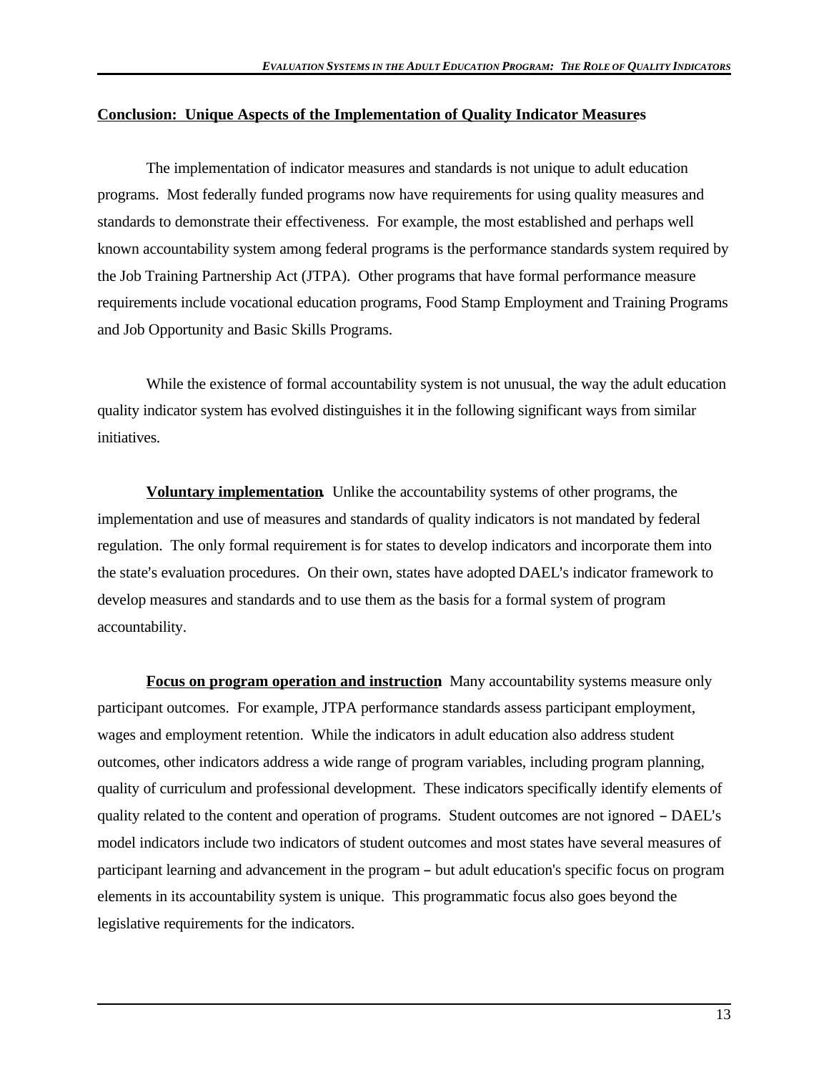**Conclusion: Unique Aspects of the Implementation of Quality Indicator Measures**

The implementation of indicator measures and standards is not unique to adult education programs. Most federally funded programs now have requirements for using quality measures and standards to demonstrate their effectiveness. For example, the most established and perhaps well known accountability system among federal programs is the performance standards system required by the Job Training Partnership Act (JTPA). Other programs that have formal performance measure requirements include vocational education programs, Food Stamp Employment and Training Programs and Job Opportunity and Basic Skills Programs.

While the existence of formal accountability system is not unusual, the way the adult education quality indicator system has evolved distinguishes it in the following significant ways from similar initiatives.

**Voluntary implementation**. Unlike the accountability systems of other programs, the implementation and use of measures and standards of quality indicators is not mandated by federal regulation. The only formal requirement is for states to develop indicators and incorporate them into the state's evaluation procedures. On their own, states have adopted DAEL's indicator framework to develop measures and standards and to use them as the basis for a formal system of program accountability.

**Focus on program operation and instruction**. Many accountability systems measure only participant outcomes. For example, JTPA performance standards assess participant employment, wages and employment retention. While the indicators in adult education also address student outcomes, other indicators address a wide range of program variables, including program planning, quality of curriculum and professional development. These indicators specifically identify elements of quality related to the content and operation of programs. Student outcomes are not ignored – DAEL's model indicators include two indicators of student outcomes and most states have several measures of participant learning and advancement in the program – but adult education's specific focus on program elements in its accountability system is unique. This programmatic focus also goes beyond the legislative requirements for the indicators.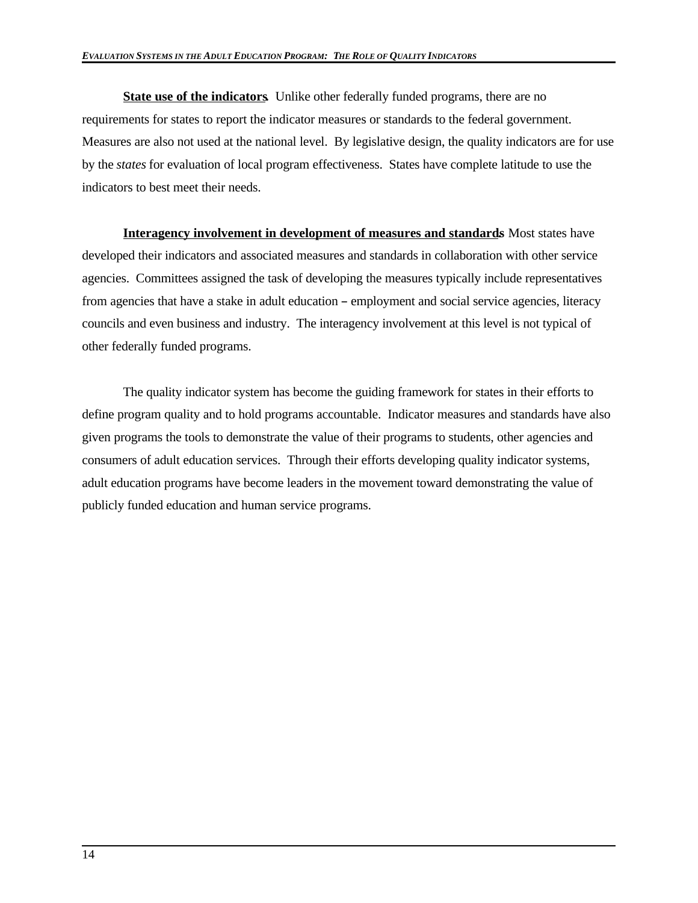**State use of the indicators**. Unlike other federally funded programs, there are no requirements for states to report the indicator measures or standards to the federal government. Measures are also not used at the national level. By legislative design, the quality indicators are for use by the *states* for evaluation of local program effectiveness. States have complete latitude to use the indicators to best meet their needs.

**Interagency involvement in development of measures and standards**. Most states have developed their indicators and associated measures and standards in collaboration with other service agencies. Committees assigned the task of developing the measures typically include representatives from agencies that have a stake in adult education – employment and social service agencies, literacy councils and even business and industry. The interagency involvement at this level is not typical of other federally funded programs.

The quality indicator system has become the guiding framework for states in their efforts to define program quality and to hold programs accountable. Indicator measures and standards have also given programs the tools to demonstrate the value of their programs to students, other agencies and consumers of adult education services. Through their efforts developing quality indicator systems, adult education programs have become leaders in the movement toward demonstrating the value of publicly funded education and human service programs.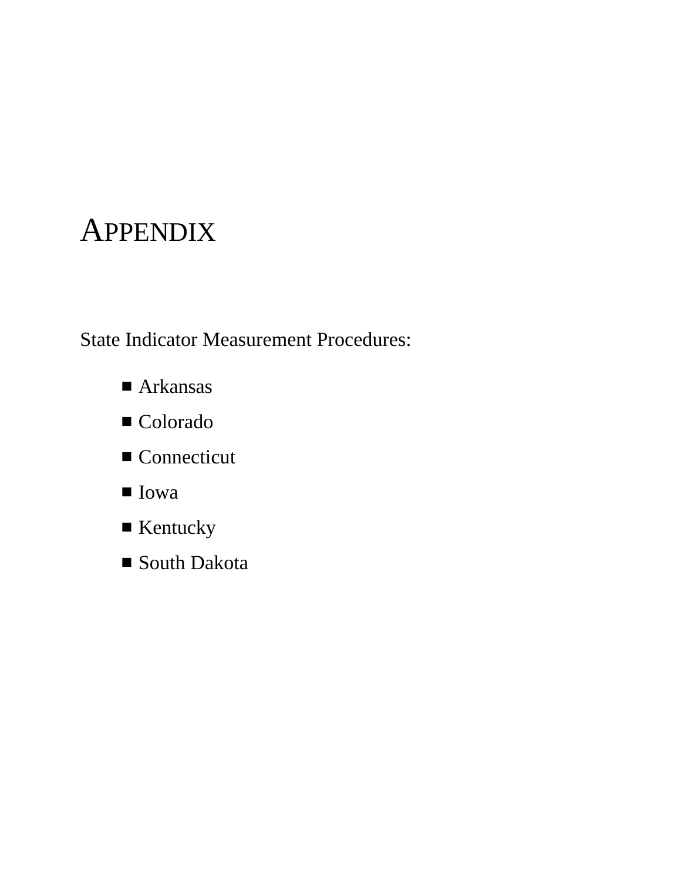# APPENDIX

State Indicator Measurement Procedures:

- Arkansas
- Colorado
- Connecticut
- Iowa
- Kentucky
- South Dakota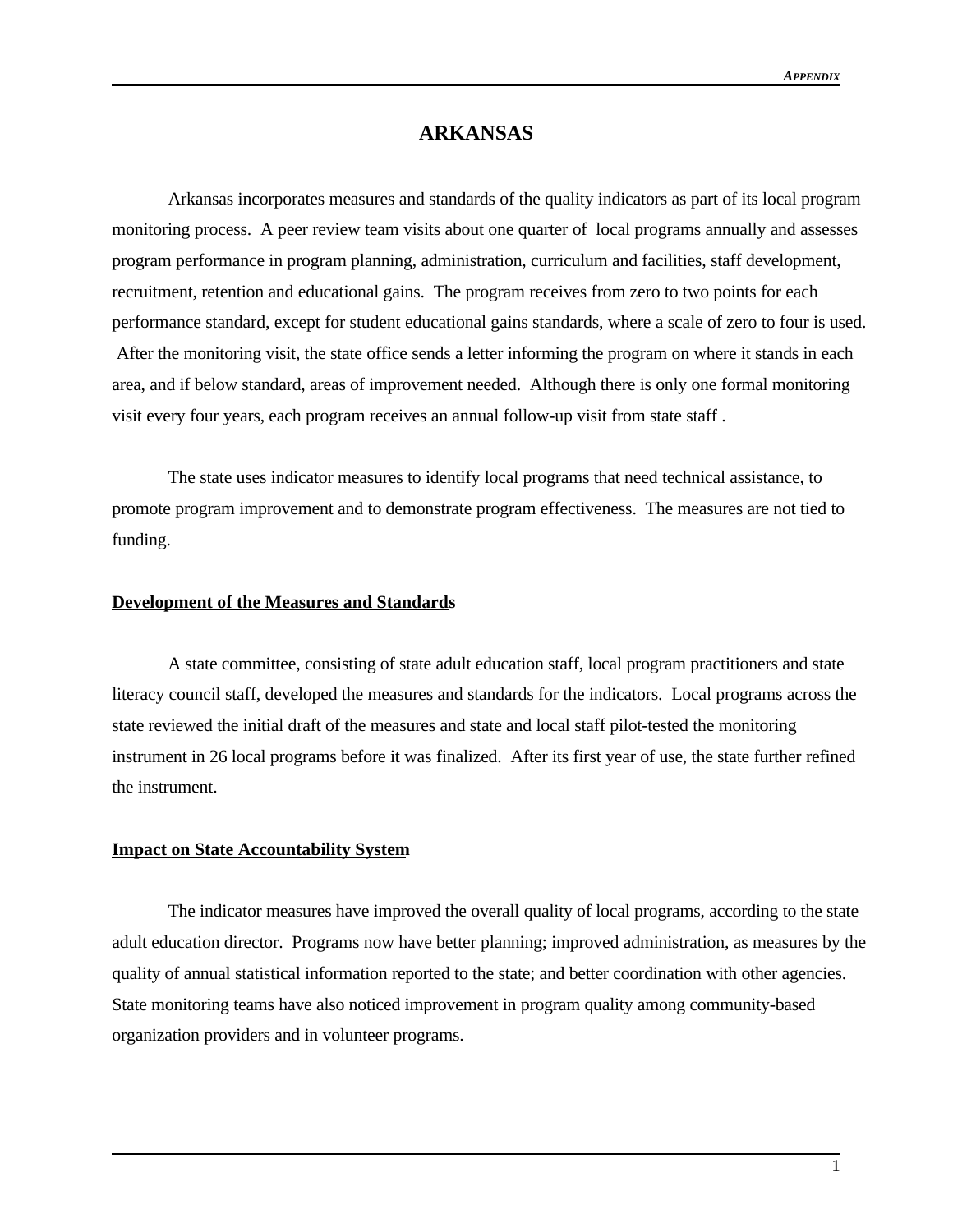# ARKANSAS

Arkansas incorporates measures and standards of the quality indicators as part of its local program monitoring process. A peer review team visits about one quarter of local programs annually and assesses program performance in program planning, administration, curriculum and facilities, staff development, recruitment, retention and educational gains. The program receives from zero to two points for each performance standard, except for student educational gains standards, where a scale of zero to four is used. After the monitoring visit, the state office sends a letter informing the program on where it stands in each area, and if below standard, areas of improvement needed. Although there is only one formal monitoring visit every four years, each program receives an annual follow-up visit from state staff .

The state uses indicator measures to identify local programs that need technical assistance, to promote program improvement and to demonstrate program effectiveness. The measures are not tied to funding.

## Development of the Measures and Standards

A state committee, consisting of state adult education staff, local program practitioners and state literacy council staff, developed the measures and standards for the indicators. Local programs across the state reviewed the initial draft of the measures and state and local staff pilot-tested the monitoring instrument in 26 local programs before it was finalized. After its first year of use, the state further refined the instrument.

## Impact on State Accountability System

The indicator measures have improved the overall quality of local programs, according to the state adult education director. Programs now have better planning; improved administration, as measures by the quality of annual statistical information reported to the state; and better coordination with other agencies. State monitoring teams have also noticed improvement in program quality among community-based organization providers and in volunteer programs.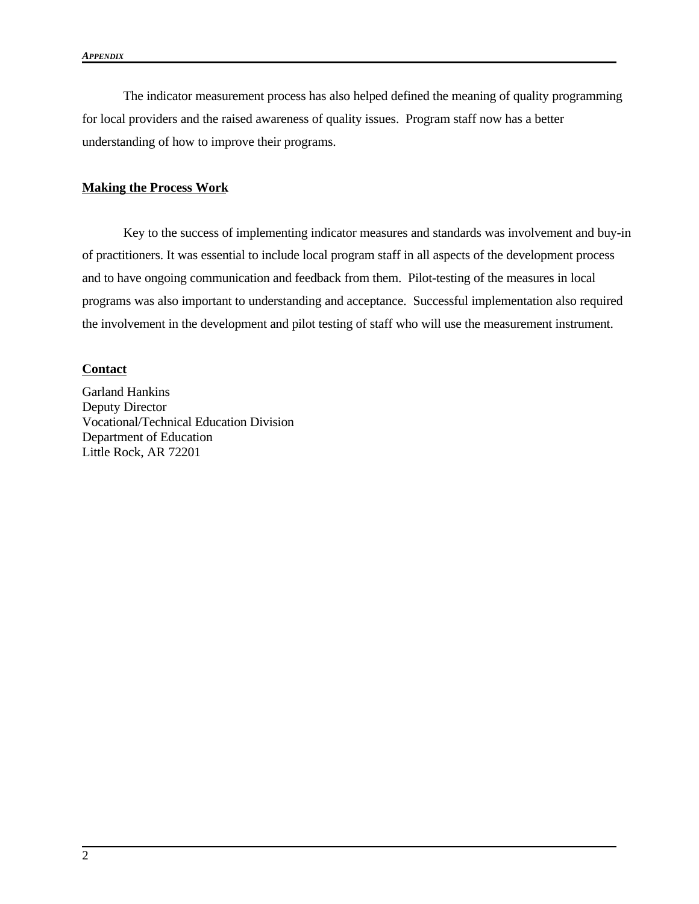The indicator measurement process has also helped defined the meaning of quality programming for local providers and the raised awareness of quality issues. Program staff now has a better understanding of how to improve their programs.

**Making the Process Work**

Key to the success of implementing indicator measures and standards was involvement and buy-in of practitioners. It was essential to include local program staff in all aspects of the development process and to have ongoing communication and feedback from them. Pilot-testing of the measures in local programs was also important to understanding and acceptance. Successful implementation also required the involvement in the development and pilot testing of staff who will use the measurement instrument.

**Contact**

Garland Hankins
Deputy Director
Vocational/Technical Education Division
Department of Education
Little Rock, AR 72201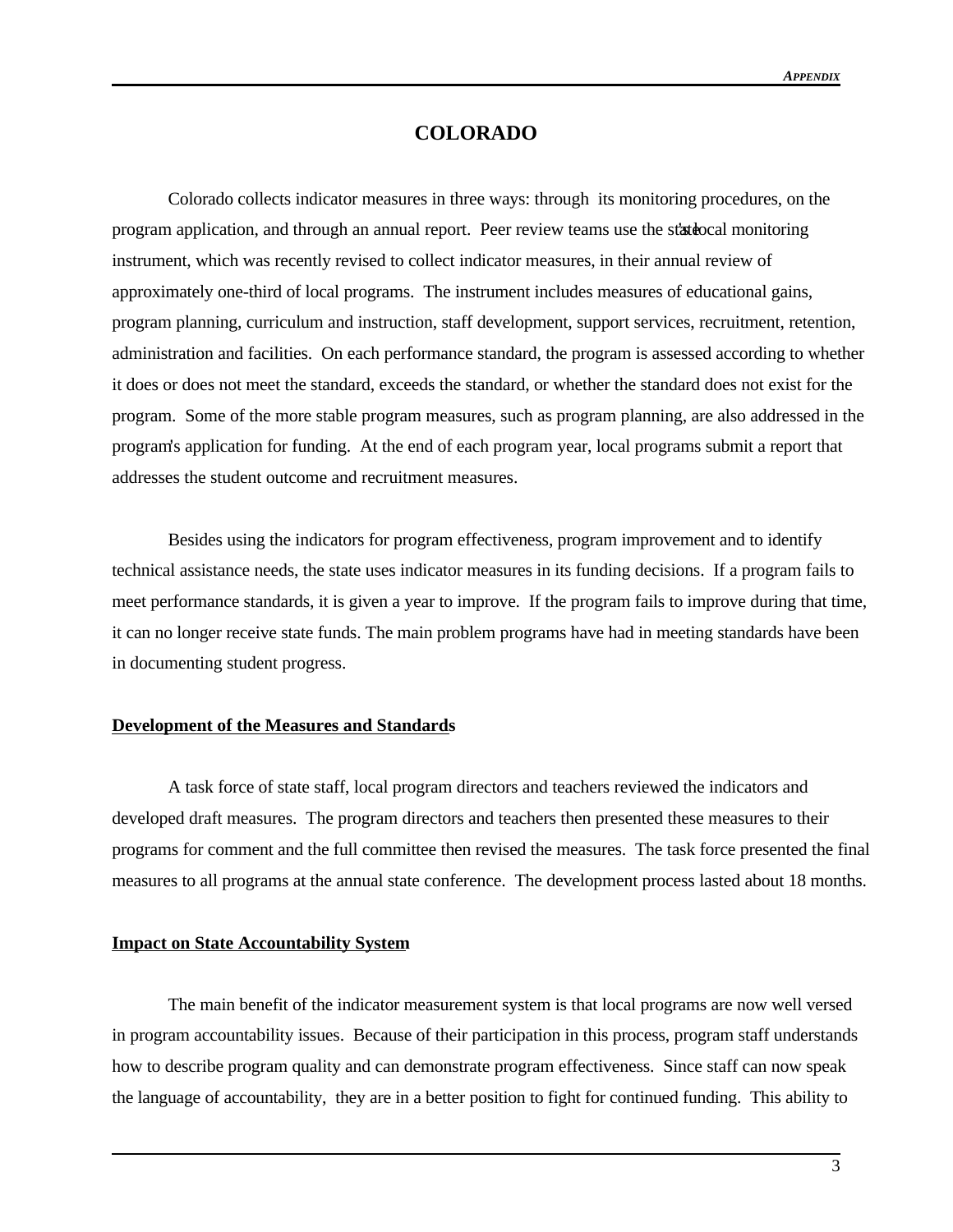# COLORADO

Colorado collects indicator measures in three ways: through its monitoring procedures, on the program application, and through an annual report. Peer review teams use the state's local monitoring instrument, which was recently revised to collect indicator measures, in their annual review of approximately one-third of local programs. The instrument includes measures of educational gains, program planning, curriculum and instruction, staff development, support services, recruitment, retention, administration and facilities. On each performance standard, the program is assessed according to whether it does or does not meet the standard, exceeds the standard, or whether the standard does not exist for the program. Some of the more stable program measures, such as program planning, are also addressed in the program's application for funding. At the end of each program year, local programs submit a report that addresses the student outcome and recruitment measures.

Besides using the indicators for program effectiveness, program improvement and to identify technical assistance needs, the state uses indicator measures in its funding decisions. If a program fails to meet performance standards, it is given a year to improve. If the program fails to improve during that time, it can no longer receive state funds. The main problem programs have had in meeting standards have been in documenting student progress.

**Development of the Measures and Standards**

A task force of state staff, local program directors and teachers reviewed the indicators and developed draft measures. The program directors and teachers then presented these measures to their programs for comment and the full committee then revised the measures. The task force presented the final measures to all programs at the annual state conference. The development process lasted about 18 months.

**Impact on State Accountability System**

The main benefit of the indicator measurement system is that local programs are now well versed in program accountability issues. Because of their participation in this process, program staff understands how to describe program quality and can demonstrate program effectiveness. Since staff can now speak the language of accountability, they are in a better position to fight for continued funding. This ability to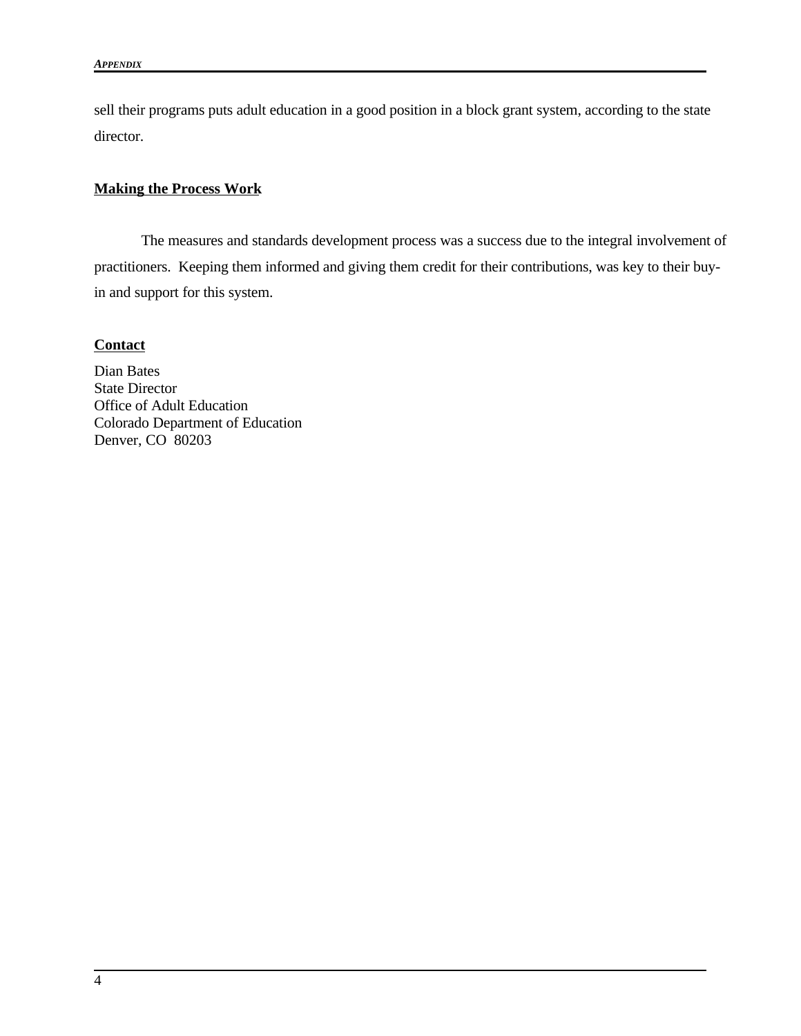sell their programs puts adult education in a good position in a block grant system, according to the state director.

**Making the Process Work**

The measures and standards development process was a success due to the integral involvement of practitioners. Keeping them informed and giving them credit for their contributions, was key to their buy-in and support for this system.

**Contact**

Dian Bates
State Director
Office of Adult Education
Colorado Department of Education
Denver, CO 80203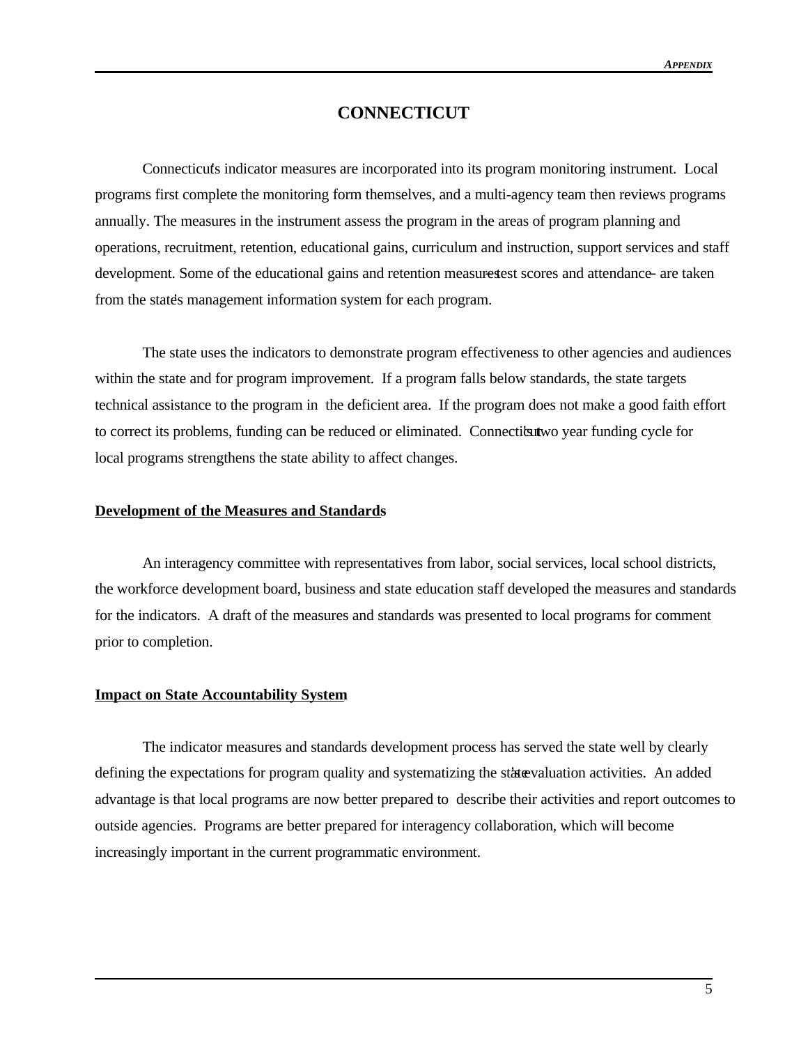# CONNECTICUT

Connecticut's indicator measures are incorporated into its program monitoring instrument. Local programs first complete the monitoring form themselves, and a multi-agency team then reviews programs annually. The measures in the instrument assess the program in the areas of program planning and operations, recruitment, retention, educational gains, curriculum and instruction, support services and staff development. Some of the educational gains and retention measures — test scores and attendance — are taken from the state's management information system for each program.

The state uses the indicators to demonstrate program effectiveness to other agencies and audiences within the state and for program improvement. If a program falls below standards, the state targets technical assistance to the program in the deficient area. If the program does not make a good faith effort to correct its problems, funding can be reduced or eliminated. Connecticut's two year funding cycle for local programs strengthens the state ability to affect changes.

## Development of the Measures and Standards

An interagency committee with representatives from labor, social services, local school districts, the workforce development board, business and state education staff developed the measures and standards for the indicators. A draft of the measures and standards was presented to local programs for comment prior to completion.

## Impact on State Accountability System

The indicator measures and standards development process has served the state well by clearly defining the expectations for program quality and systematizing the state's evaluation activities. An added advantage is that local programs are now better prepared to describe their activities and report outcomes to outside agencies. Programs are better prepared for interagency collaboration, which will become increasingly important in the current programmatic environment.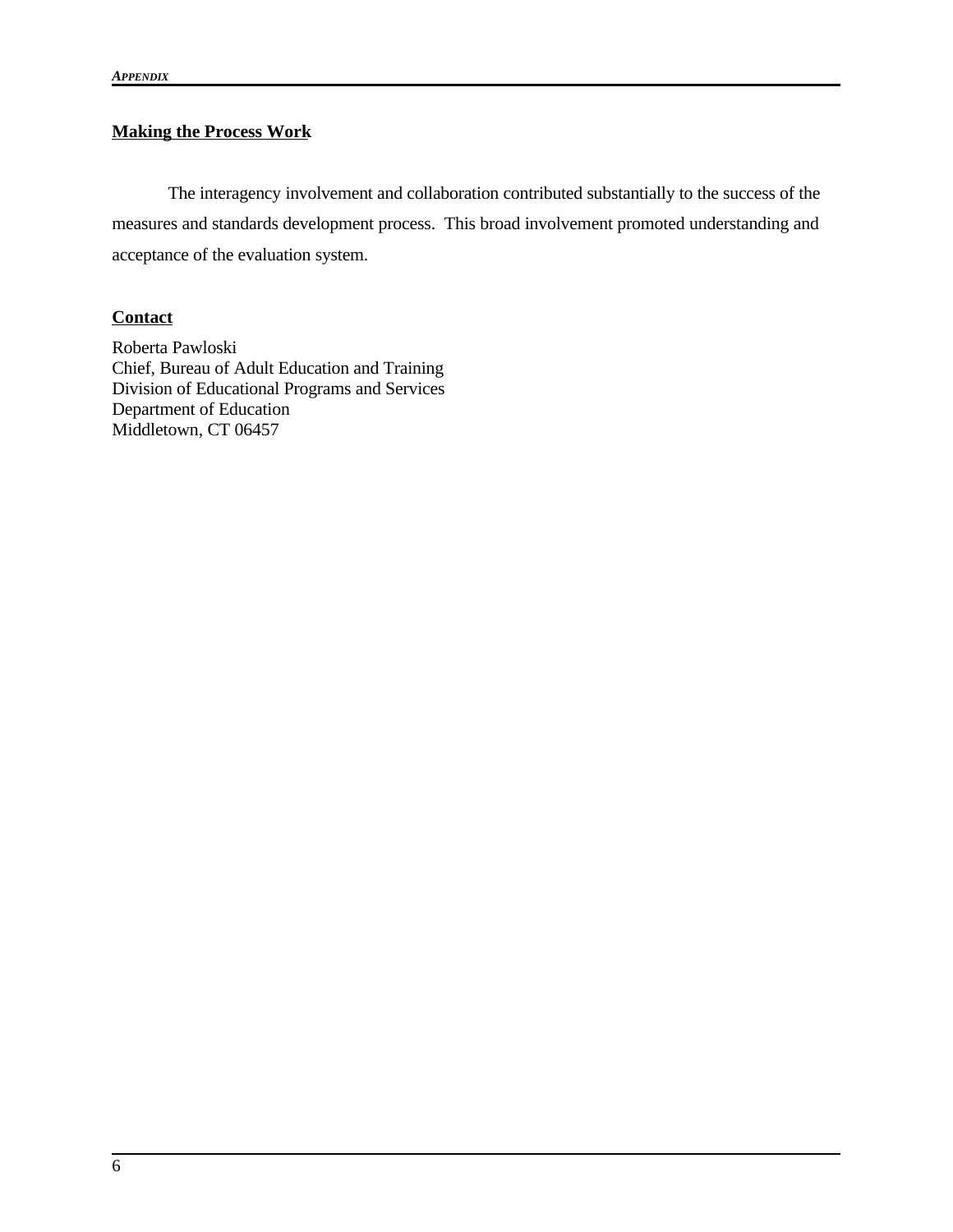**Making the Process Work**

The interagency involvement and collaboration contributed substantially to the success of the measures and standards development process. This broad involvement promoted understanding and acceptance of the evaluation system.

**Contact**

Roberta Pawloski
Chief, Bureau of Adult Education and Training
Division of Educational Programs and Services
Department of Education
Middletown, CT 06457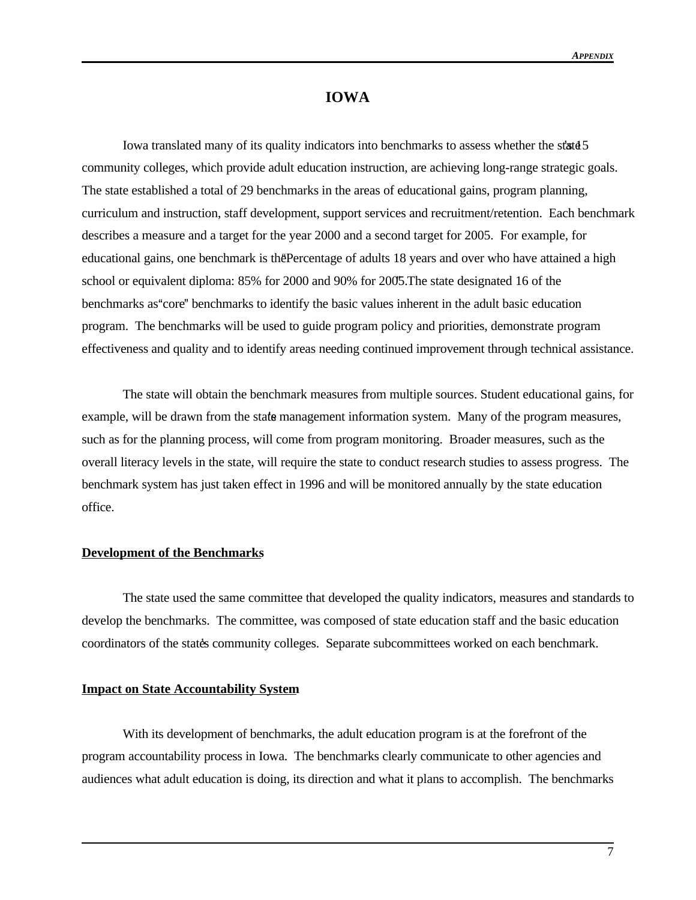# IOWA

Iowa translated many of its quality indicators into benchmarks to assess whether the state's 15 community colleges, which provide adult education instruction, are achieving long-range strategic goals. The state established a total of 29 benchmarks in the areas of educational gains, program planning, curriculum and instruction, staff development, support services and recruitment/retention. Each benchmark describes a measure and a target for the year 2000 and a second target for 2005. For example, for educational gains, one benchmark is the "Percentage of adults 18 years and over who have attained a high school or equivalent diploma: 85% for 2000 and 90% for 2005." The state designated 16 of the benchmarks as "core" benchmarks to identify the basic values inherent in the adult basic education program. The benchmarks will be used to guide program policy and priorities, demonstrate program effectiveness and quality and to identify areas needing continued improvement through technical assistance.

The state will obtain the benchmark measures from multiple sources. Student educational gains, for example, will be drawn from the state's management information system. Many of the program measures, such as for the planning process, will come from program monitoring. Broader measures, such as the overall literacy levels in the state, will require the state to conduct research studies to assess progress. The benchmark system has just taken effect in 1996 and will be monitored annually by the state education office.

**Development of the Benchmarks**

The state used the same committee that developed the quality indicators, measures and standards to develop the benchmarks. The committee, was composed of state education staff and the basic education coordinators of the state's community colleges. Separate subcommittees worked on each benchmark.

**Impact on State Accountability System**

With its development of benchmarks, the adult education program is at the forefront of the program accountability process in Iowa. The benchmarks clearly communicate to other agencies and audiences what adult education is doing, its direction and what it plans to accomplish. The benchmarks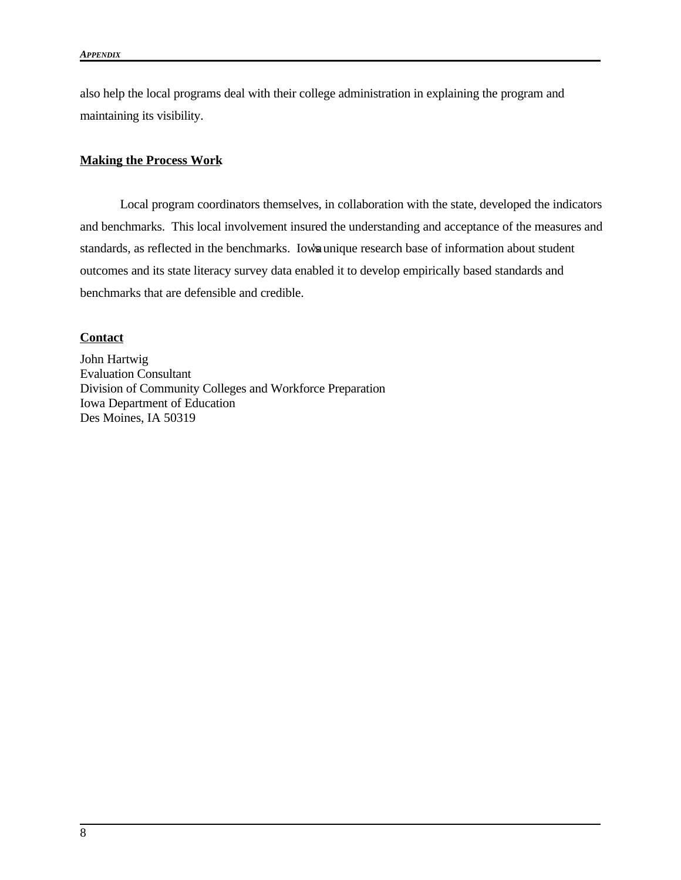also help the local programs deal with their college administration in explaining the program and maintaining its visibility.

**Making the Process Work**

Local program coordinators themselves, in collaboration with the state, developed the indicators and benchmarks. This local involvement insured the understanding and acceptance of the measures and standards, as reflected in the benchmarks. Iowa's unique research base of information about student outcomes and its state literacy survey data enabled it to develop empirically based standards and benchmarks that are defensible and credible.

**Contact**

John Hartwig
Evaluation Consultant
Division of Community Colleges and Workforce Preparation
Iowa Department of Education
Des Moines, IA 50319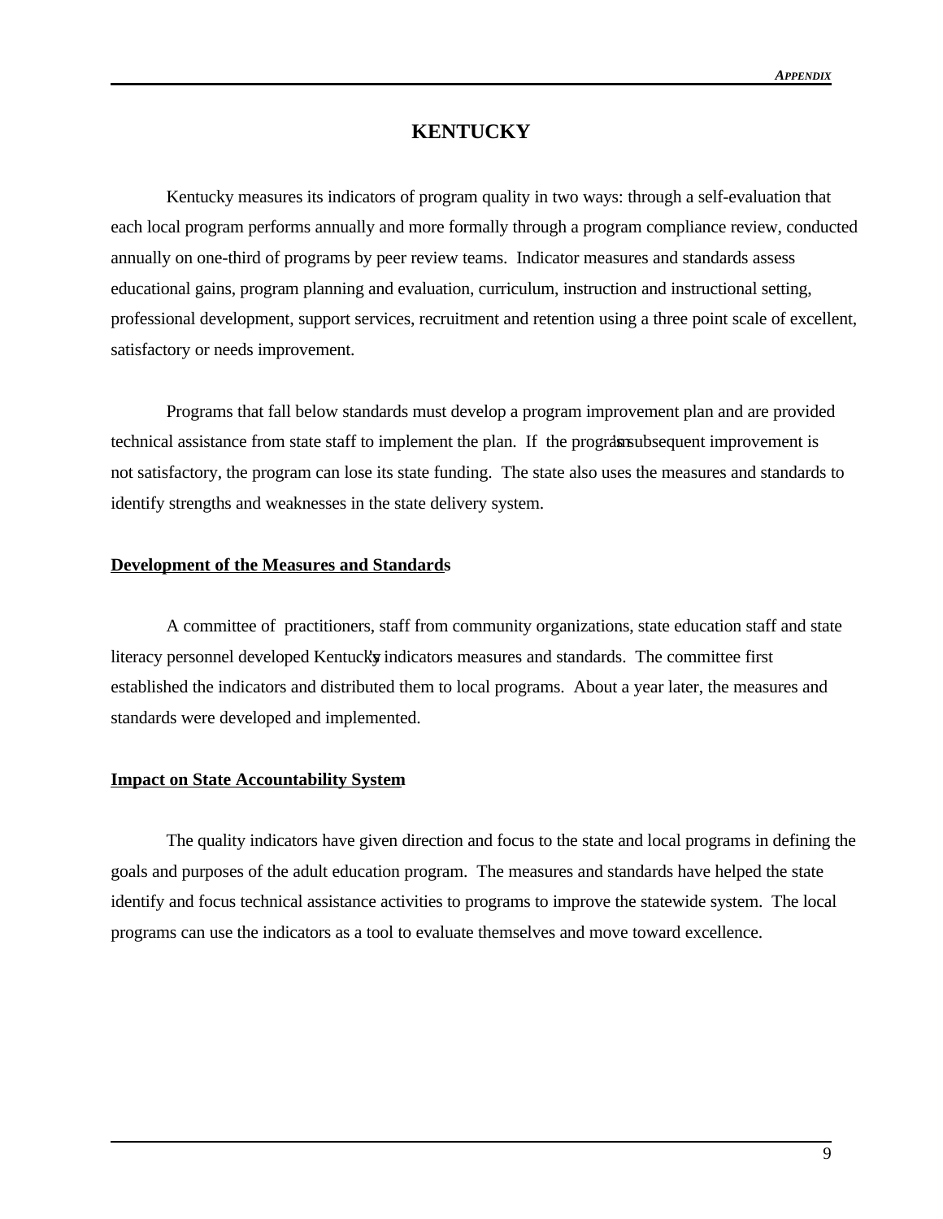# KENTUCKY

Kentucky measures its indicators of program quality in two ways: through a self-evaluation that each local program performs annually and more formally through a program compliance review, conducted annually on one-third of programs by peer review teams. Indicator measures and standards assess educational gains, program planning and evaluation, curriculum, instruction and instructional setting, professional development, support services, recruitment and retention using a three point scale of excellent, satisfactory or needs improvement.

Programs that fall below standards must develop a program improvement plan and are provided technical assistance from state staff to implement the plan. If the program's subsequent improvement is not satisfactory, the program can lose its state funding. The state also uses the measures and standards to identify strengths and weaknesses in the state delivery system.

## Development of the Measures and Standards

A committee of practitioners, staff from community organizations, state education staff and state literacy personnel developed Kentucky's indicators measures and standards. The committee first established the indicators and distributed them to local programs. About a year later, the measures and standards were developed and implemented.

## Impact on State Accountability System

The quality indicators have given direction and focus to the state and local programs in defining the goals and purposes of the adult education program. The measures and standards have helped the state identify and focus technical assistance activities to programs to improve the statewide system. The local programs can use the indicators as a tool to evaluate themselves and move toward excellence.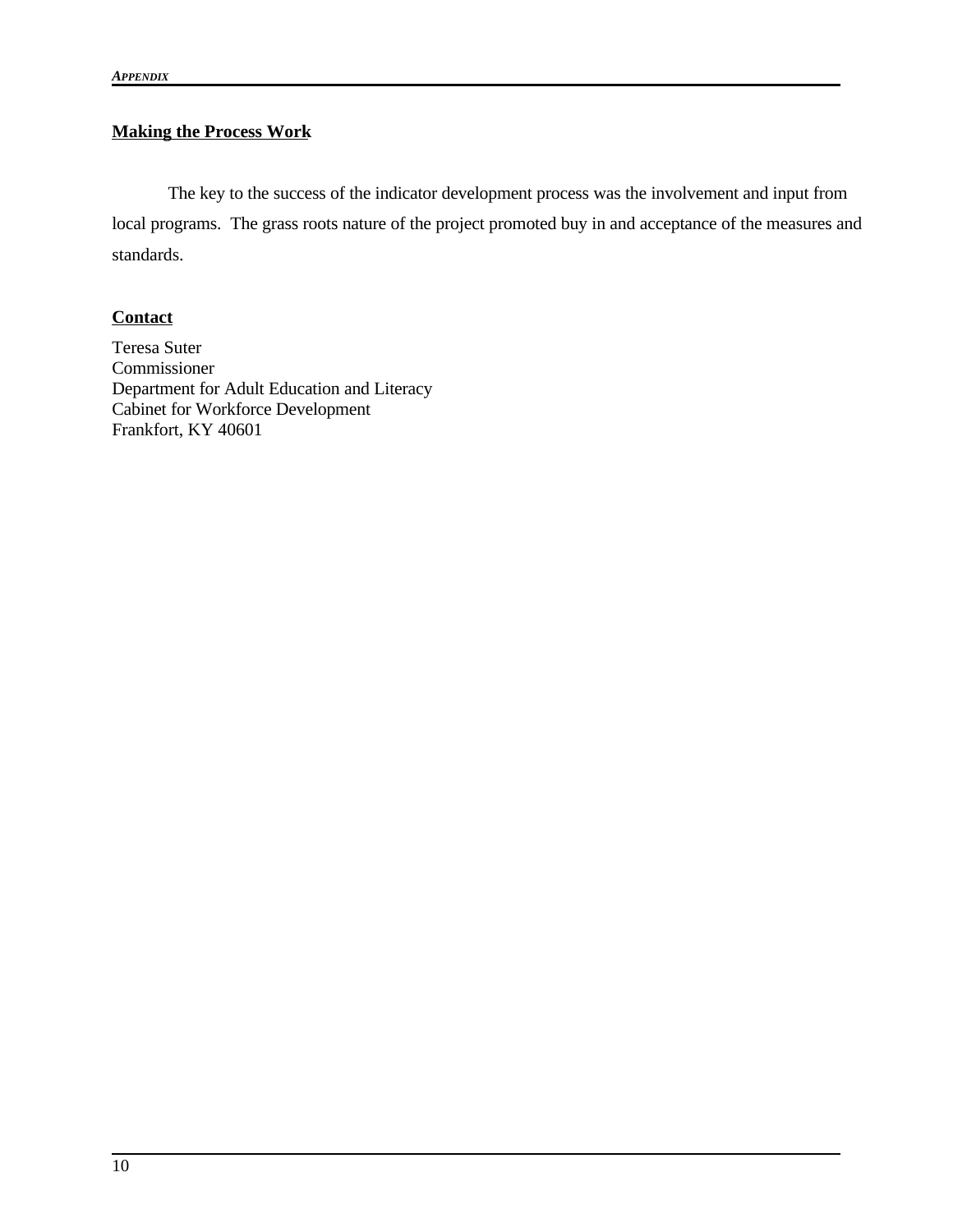## Making the Process Work

The key to the success of the indicator development process was the involvement and input from local programs. The grass roots nature of the project promoted buy in and acceptance of the measures and standards.

## Contact

Teresa Suter
Commissioner
Department for Adult Education and Literacy
Cabinet for Workforce Development
Frankfort, KY 40601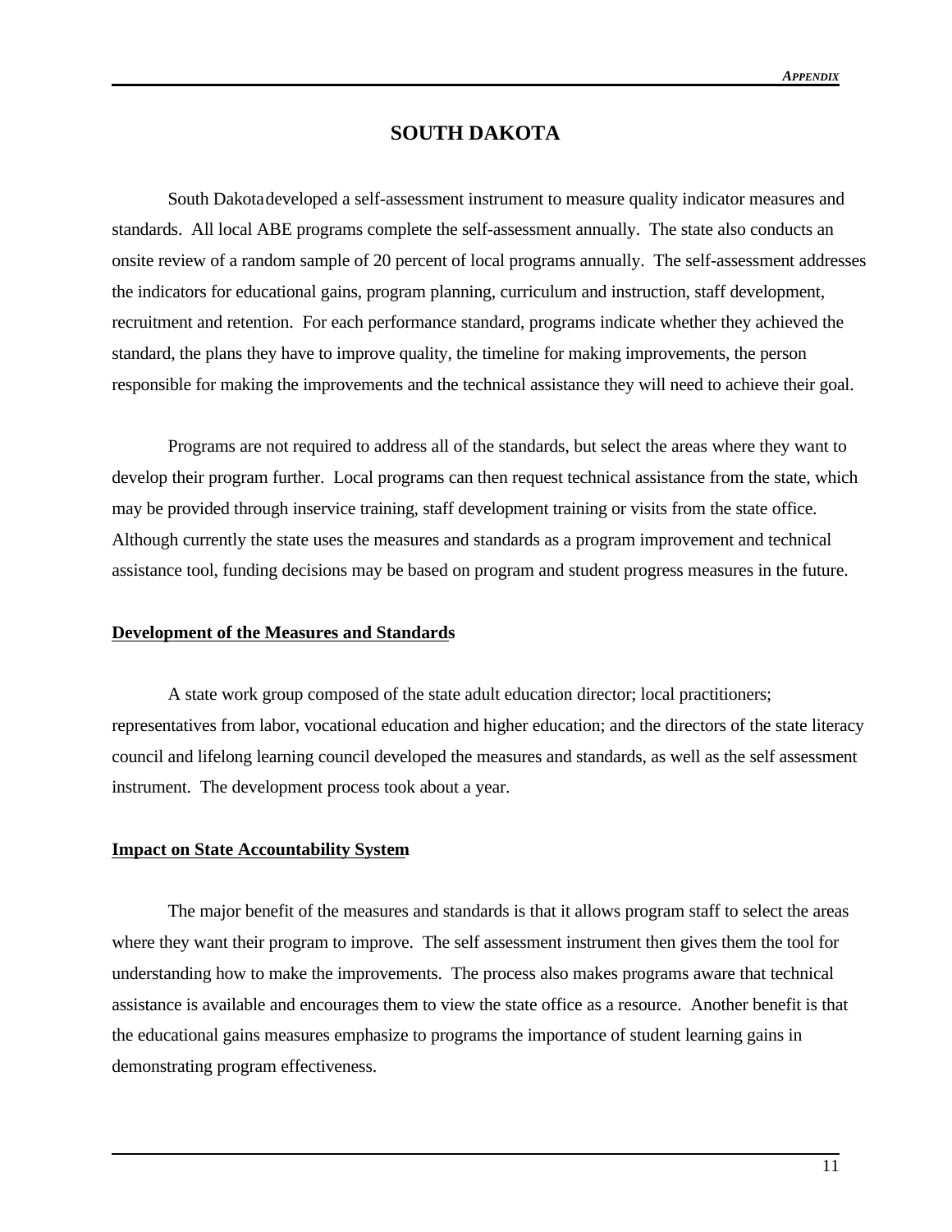# SOUTH DAKOTA

South Dakota developed a self-assessment instrument to measure quality indicator measures and standards. All local ABE programs complete the self-assessment annually. The state also conducts an onsite review of a random sample of 20 percent of local programs annually. The self-assessment addresses the indicators for educational gains, program planning, curriculum and instruction, staff development, recruitment and retention. For each performance standard, programs indicate whether they achieved the standard, the plans they have to improve quality, the timeline for making improvements, the person responsible for making the improvements and the technical assistance they will need to achieve their goal.

Programs are not required to address all of the standards, but select the areas where they want to develop their program further. Local programs can then request technical assistance from the state, which may be provided through inservice training, staff development training or visits from the state office. Although currently the state uses the measures and standards as a program improvement and technical assistance tool, funding decisions may be based on program and student progress measures in the future.

## Development of the Measures and Standards

A state work group composed of the state adult education director; local practitioners; representatives from labor, vocational education and higher education; and the directors of the state literacy council and lifelong learning council developed the measures and standards, as well as the self assessment instrument. The development process took about a year.

## Impact on State Accountability System

The major benefit of the measures and standards is that it allows program staff to select the areas where they want their program to improve. The self assessment instrument then gives them the tool for understanding how to make the improvements. The process also makes programs aware that technical assistance is available and encourages them to view the state office as a resource. Another benefit is that the educational gains measures emphasize to programs the importance of student learning gains in demonstrating program effectiveness.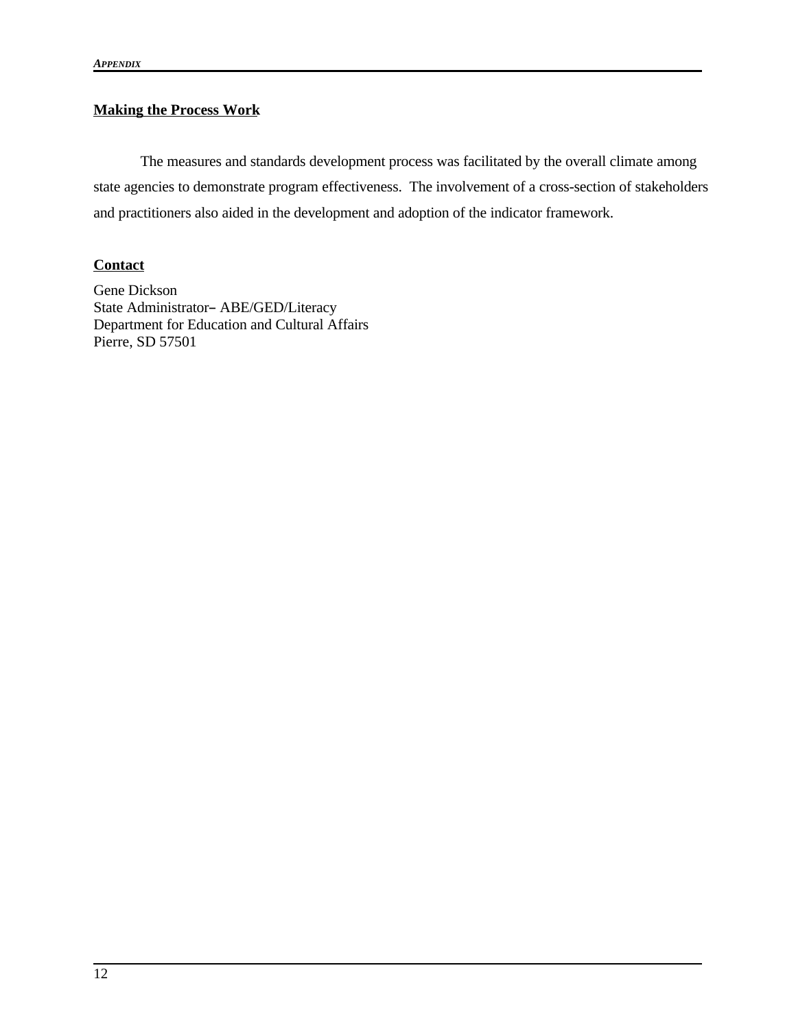**Making the Process Work**

The measures and standards development process was facilitated by the overall climate among state agencies to demonstrate program effectiveness. The involvement of a cross-section of stakeholders and practitioners also aided in the development and adoption of the indicator framework.

**Contact**

Gene Dickson
State Administrator– ABE/GED/Literacy
Department for Education and Cultural Affairs
Pierre, SD 57501